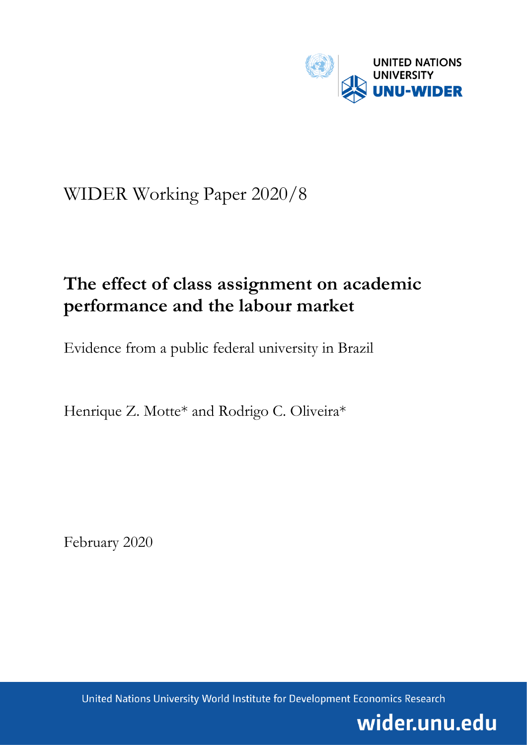UNITED NATIONS UNIVERSITY
UNU-WIDER

WIDER Working Paper 2020/8

# The effect of class assignment on academic performance and the labour market

Evidence from a public federal university in Brazil

Henrique Z. Motte* and Rodrigo C. Oliveira*

February 2020

United Nations University World Institute for Development Economics Research

wider.unu.edu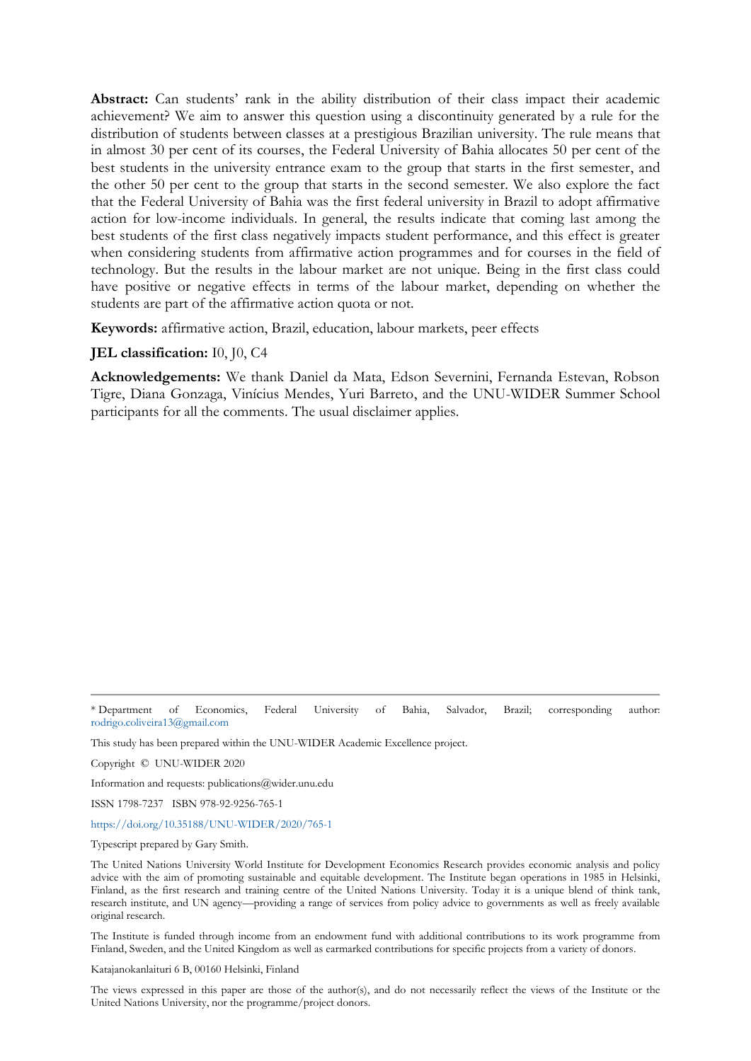**Abstract:** Can students' rank in the ability distribution of their class impact their academic achievement? We aim to answer this question using a discontinuity generated by a rule for the distribution of students between classes at a prestigious Brazilian university. The rule means that in almost 30 per cent of its courses, the Federal University of Bahia allocates 50 per cent of the best students in the university entrance exam to the group that starts in the first semester, and the other 50 per cent to the group that starts in the second semester. We also explore the fact that the Federal University of Bahia was the first federal university in Brazil to adopt affirmative action for low-income individuals. In general, the results indicate that coming last among the best students of the first class negatively impacts student performance, and this effect is greater when considering students from affirmative action programmes and for courses in the field of technology. But the results in the labour market are not unique. Being in the first class could have positive or negative effects in terms of the labour market, depending on whether the students are part of the affirmative action quota or not.

**Keywords:** affirmative action, Brazil, education, labour markets, peer effects

**JEL classification:** I0, J0, C4

**Acknowledgements:** We thank Daniel da Mata, Edson Severnini, Fernanda Estevan, Robson Tigre, Diana Gonzaga, Vinícius Mendes, Yuri Barreto, and the UNU-WIDER Summer School participants for all the comments. The usual disclaimer applies.

---

\* Department of Economics, Federal University of Bahia, Salvador, Brazil; corresponding author: rodrigo.coliveira13@gmail.com

This study has been prepared within the UNU-WIDER Academic Excellence project.

Copyright © UNU-WIDER 2020

Information and requests: publications@wider.unu.edu

ISSN 1798-7237 ISBN 978-92-9256-765-1

https://doi.org/10.35188/UNU-WIDER/2020/765-1

Typescript prepared by Gary Smith.

The United Nations University World Institute for Development Economics Research provides economic analysis and policy advice with the aim of promoting sustainable and equitable development. The Institute began operations in 1985 in Helsinki, Finland, as the first research and training centre of the United Nations University. Today it is a unique blend of think tank, research institute, and UN agency—providing a range of services from policy advice to governments as well as freely available original research.

The Institute is funded through income from an endowment fund with additional contributions to its work programme from Finland, Sweden, and the United Kingdom as well as earmarked contributions for specific projects from a variety of donors.

Katajanokanlaituri 6 B, 00160 Helsinki, Finland

The views expressed in this paper are those of the author(s), and do not necessarily reflect the views of the Institute or the United Nations University, nor the programme/project donors.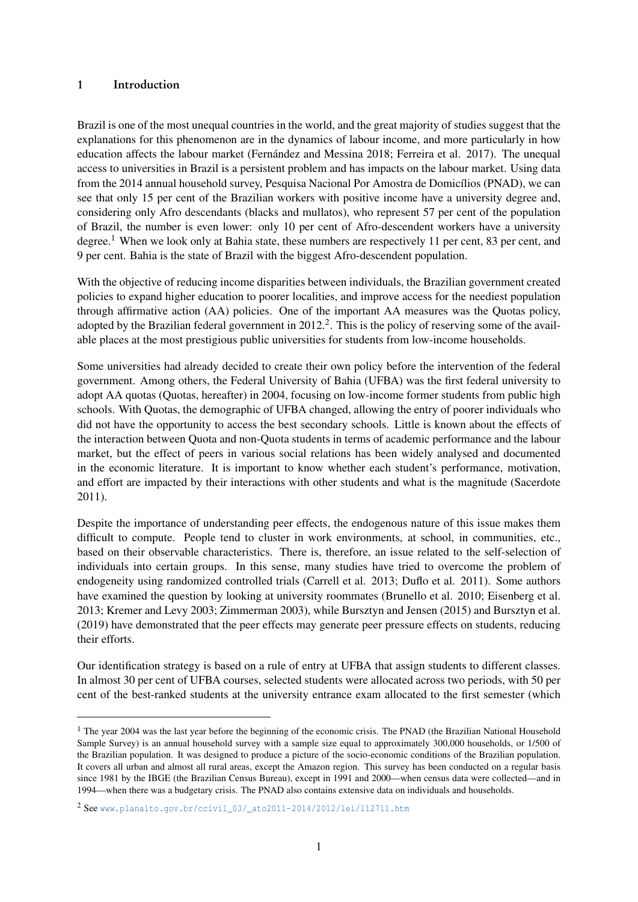## 1 Introduction

Brazil is one of the most unequal countries in the world, and the great majority of studies suggest that the explanations for this phenomenon are in the dynamics of labour income, and more particularly in how education affects the labour market (Fernández and Messina 2018; Ferreira et al. 2017). The unequal access to universities in Brazil is a persistent problem and has impacts on the labour market. Using data from the 2014 annual household survey, Pesquisa Nacional Por Amostra de Domicílios (PNAD), we can see that only 15 per cent of the Brazilian workers with positive income have a university degree and, considering only Afro descendants (blacks and mullatos), who represent 57 per cent of the population of Brazil, the number is even lower: only 10 per cent of Afro-descendent workers have a university degree.[1] When we look only at Bahia state, these numbers are respectively 11 per cent, 83 per cent, and 9 per cent. Bahia is the state of Brazil with the biggest Afro-descendent population.

With the objective of reducing income disparities between individuals, the Brazilian government created policies to expand higher education to poorer localities, and improve access for the neediest population through affirmative action (AA) policies. One of the important AA measures was the Quotas policy, adopted by the Brazilian federal government in 2012.[2]. This is the policy of reserving some of the available places at the most prestigious public universities for students from low-income households.

Some universities had already decided to create their own policy before the intervention of the federal government. Among others, the Federal University of Bahia (UFBA) was the first federal university to adopt AA quotas (Quotas, hereafter) in 2004, focusing on low-income former students from public high schools. With Quotas, the demographic of UFBA changed, allowing the entry of poorer individuals who did not have the opportunity to access the best secondary schools. Little is known about the effects of the interaction between Quota and non-Quota students in terms of academic performance and the labour market, but the effect of peers in various social relations has been widely analysed and documented in the economic literature. It is important to know whether each student's performance, motivation, and effort are impacted by their interactions with other students and what is the magnitude (Sacerdote 2011).

Despite the importance of understanding peer effects, the endogenous nature of this issue makes them difficult to compute. People tend to cluster in work environments, at school, in communities, etc., based on their observable characteristics. There is, therefore, an issue related to the self-selection of individuals into certain groups. In this sense, many studies have tried to overcome the problem of endogeneity using randomized controlled trials (Carrell et al. 2013; Duflo et al. 2011). Some authors have examined the question by looking at university roommates (Brunello et al. 2010; Eisenberg et al. 2013; Kremer and Levy 2003; Zimmerman 2003), while Bursztyn and Jensen (2015) and Bursztyn et al. (2019) have demonstrated that the peer effects may generate peer pressure effects on students, reducing their efforts.

Our identification strategy is based on a rule of entry at UFBA that assign students to different classes. In almost 30 per cent of UFBA courses, selected students were allocated across two periods, with 50 per cent of the best-ranked students at the university entrance exam allocated to the first semester (which

---

[1] The year 2004 was the last year before the beginning of the economic crisis. The PNAD (the Brazilian National Household Sample Survey) is an annual household survey with a sample size equal to approximately 300,000 households, or 1/500 of the Brazilian population. It was designed to produce a picture of the socio-economic conditions of the Brazilian population. It covers all urban and almost all rural areas, except the Amazon region. This survey has been conducted on a regular basis since 1981 by the IBGE (the Brazilian Census Bureau), except in 1991 and 2000—when census data were collected—and in 1994—when there was a budgetary crisis. The PNAD also contains extensive data on individuals and households.

[2] See www.planalto.gov.br/ccivil_03/_ato2011-2014/2012/lei/l12711.htm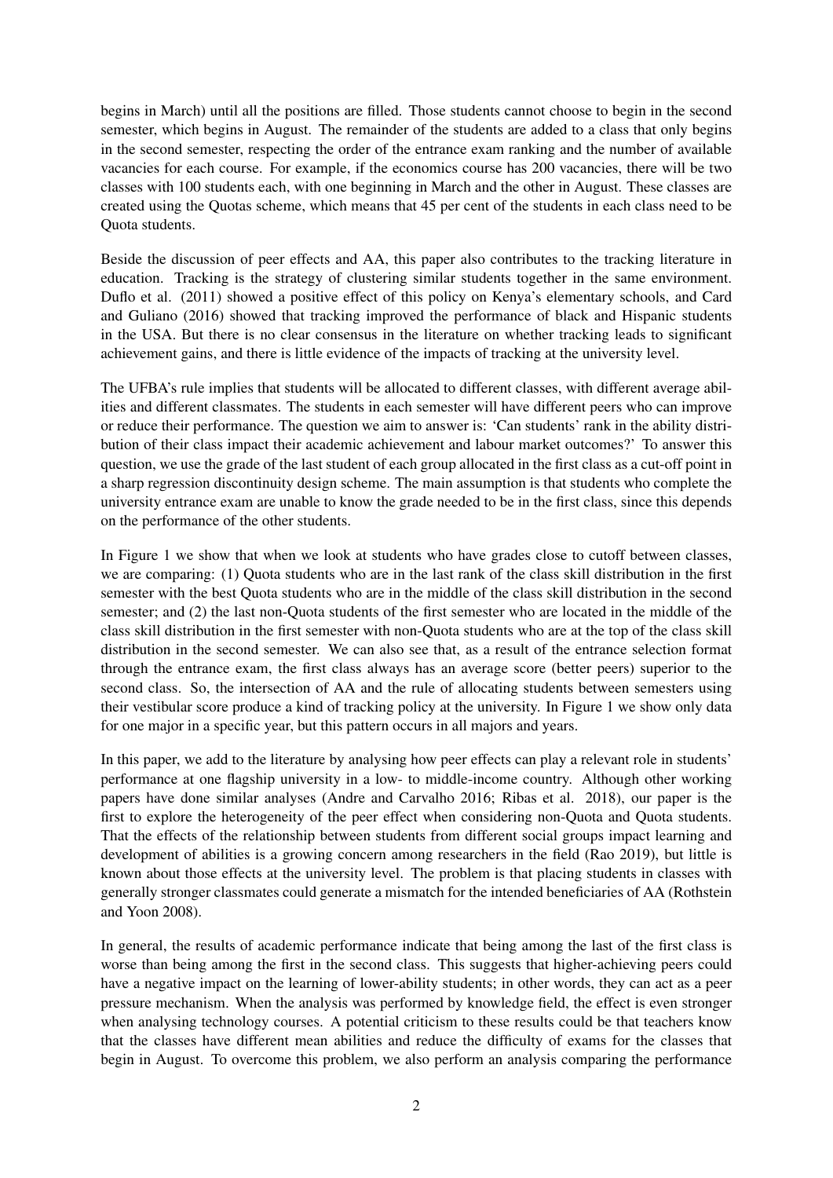begins in March) until all the positions are filled. Those students cannot choose to begin in the second semester, which begins in August. The remainder of the students are added to a class that only begins in the second semester, respecting the order of the entrance exam ranking and the number of available vacancies for each course. For example, if the economics course has 200 vacancies, there will be two classes with 100 students each, with one beginning in March and the other in August. These classes are created using the Quotas scheme, which means that 45 per cent of the students in each class need to be Quota students.

Beside the discussion of peer effects and AA, this paper also contributes to the tracking literature in education. Tracking is the strategy of clustering similar students together in the same environment. Duflo et al. (2011) showed a positive effect of this policy on Kenya's elementary schools, and Card and Guliano (2016) showed that tracking improved the performance of black and Hispanic students in the USA. But there is no clear consensus in the literature on whether tracking leads to significant achievement gains, and there is little evidence of the impacts of tracking at the university level.

The UFBA's rule implies that students will be allocated to different classes, with different average abilities and different classmates. The students in each semester will have different peers who can improve or reduce their performance. The question we aim to answer is: 'Can students' rank in the ability distribution of their class impact their academic achievement and labour market outcomes?' To answer this question, we use the grade of the last student of each group allocated in the first class as a cut-off point in a sharp regression discontinuity design scheme. The main assumption is that students who complete the university entrance exam are unable to know the grade needed to be in the first class, since this depends on the performance of the other students.

In Figure 1 we show that when we look at students who have grades close to cutoff between classes, we are comparing: (1) Quota students who are in the last rank of the class skill distribution in the first semester with the best Quota students who are in the middle of the class skill distribution in the second semester; and (2) the last non-Quota students of the first semester who are located in the middle of the class skill distribution in the first semester with non-Quota students who are at the top of the class skill distribution in the second semester. We can also see that, as a result of the entrance selection format through the entrance exam, the first class always has an average score (better peers) superior to the second class. So, the intersection of AA and the rule of allocating students between semesters using their vestibular score produce a kind of tracking policy at the university. In Figure 1 we show only data for one major in a specific year, but this pattern occurs in all majors and years.

In this paper, we add to the literature by analysing how peer effects can play a relevant role in students' performance at one flagship university in a low- to middle-income country. Although other working papers have done similar analyses (Andre and Carvalho 2016; Ribas et al. 2018), our paper is the first to explore the heterogeneity of the peer effect when considering non-Quota and Quota students. That the effects of the relationship between students from different social groups impact learning and development of abilities is a growing concern among researchers in the field (Rao 2019), but little is known about those effects at the university level. The problem is that placing students in classes with generally stronger classmates could generate a mismatch for the intended beneficiaries of AA (Rothstein and Yoon 2008).

In general, the results of academic performance indicate that being among the last of the first class is worse than being among the first in the second class. This suggests that higher-achieving peers could have a negative impact on the learning of lower-ability students; in other words, they can act as a peer pressure mechanism. When the analysis was performed by knowledge field, the effect is even stronger when analysing technology courses. A potential criticism to these results could be that teachers know that the classes have different mean abilities and reduce the difficulty of exams for the classes that begin in August. To overcome this problem, we also perform an analysis comparing the performance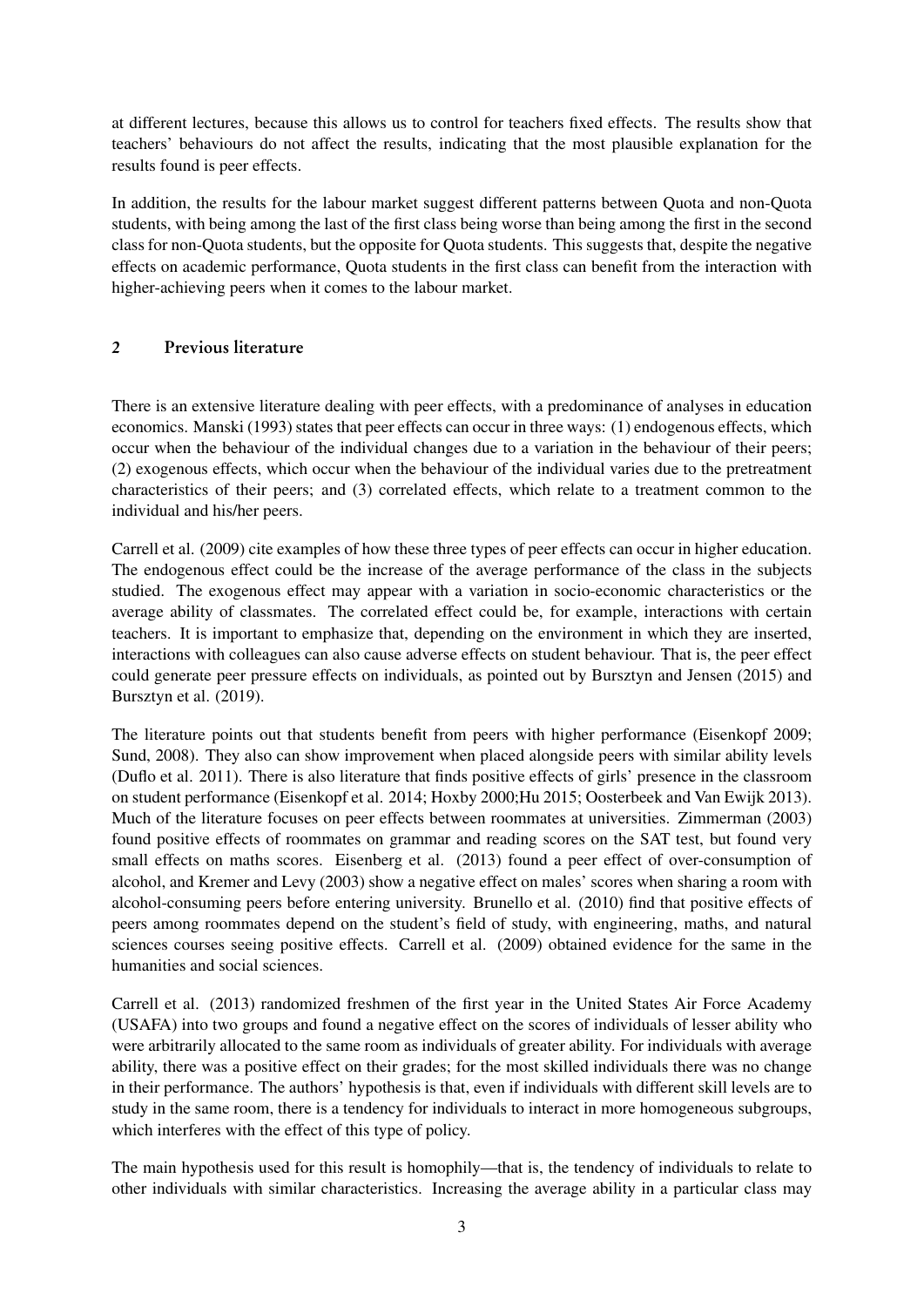at different lectures, because this allows us to control for teachers fixed effects. The results show that teachers' behaviours do not affect the results, indicating that the most plausible explanation for the results found is peer effects.

In addition, the results for the labour market suggest different patterns between Quota and non-Quota students, with being among the last of the first class being worse than being among the first in the second class for non-Quota students, but the opposite for Quota students. This suggests that, despite the negative effects on academic performance, Quota students in the first class can benefit from the interaction with higher-achieving peers when it comes to the labour market.

## 2 Previous literature

There is an extensive literature dealing with peer effects, with a predominance of analyses in education economics. Manski (1993) states that peer effects can occur in three ways: (1) endogenous effects, which occur when the behaviour of the individual changes due to a variation in the behaviour of their peers; (2) exogenous effects, which occur when the behaviour of the individual varies due to the pretreatment characteristics of their peers; and (3) correlated effects, which relate to a treatment common to the individual and his/her peers.

Carrell et al. (2009) cite examples of how these three types of peer effects can occur in higher education. The endogenous effect could be the increase of the average performance of the class in the subjects studied. The exogenous effect may appear with a variation in socio-economic characteristics or the average ability of classmates. The correlated effect could be, for example, interactions with certain teachers. It is important to emphasize that, depending on the environment in which they are inserted, interactions with colleagues can also cause adverse effects on student behaviour. That is, the peer effect could generate peer pressure effects on individuals, as pointed out by Bursztyn and Jensen (2015) and Bursztyn et al. (2019).

The literature points out that students benefit from peers with higher performance (Eisenkopf 2009; Sund, 2008). They also can show improvement when placed alongside peers with similar ability levels (Duflo et al. 2011). There is also literature that finds positive effects of girls' presence in the classroom on student performance (Eisenkopf et al. 2014; Hoxby 2000;Hu 2015; Oosterbeek and Van Ewijk 2013). Much of the literature focuses on peer effects between roommates at universities. Zimmerman (2003) found positive effects of roommates on grammar and reading scores on the SAT test, but found very small effects on maths scores. Eisenberg et al. (2013) found a peer effect of over-consumption of alcohol, and Kremer and Levy (2003) show a negative effect on males' scores when sharing a room with alcohol-consuming peers before entering university. Brunello et al. (2010) find that positive effects of peers among roommates depend on the student's field of study, with engineering, maths, and natural sciences courses seeing positive effects. Carrell et al. (2009) obtained evidence for the same in the humanities and social sciences.

Carrell et al. (2013) randomized freshmen of the first year in the United States Air Force Academy (USAFA) into two groups and found a negative effect on the scores of individuals of lesser ability who were arbitrarily allocated to the same room as individuals of greater ability. For individuals with average ability, there was a positive effect on their grades; for the most skilled individuals there was no change in their performance. The authors' hypothesis is that, even if individuals with different skill levels are to study in the same room, there is a tendency for individuals to interact in more homogeneous subgroups, which interferes with the effect of this type of policy.

The main hypothesis used for this result is homophily—that is, the tendency of individuals to relate to other individuals with similar characteristics. Increasing the average ability in a particular class may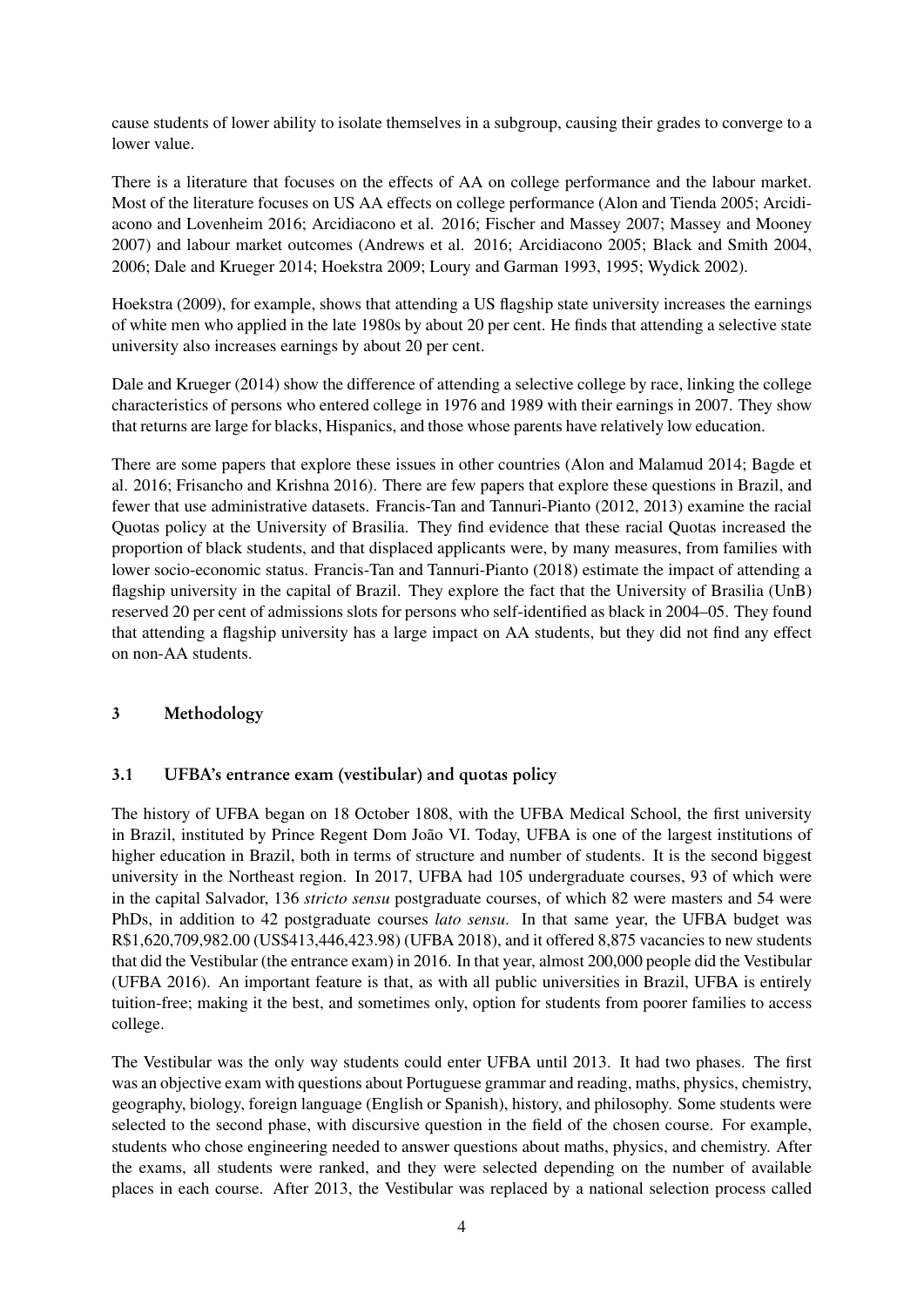cause students of lower ability to isolate themselves in a subgroup, causing their grades to converge to a lower value.

There is a literature that focuses on the effects of AA on college performance and the labour market. Most of the literature focuses on US AA effects on college performance (Alon and Tienda 2005; Arcidiacono and Lovenheim 2016; Arcidiacono et al. 2016; Fischer and Massey 2007; Massey and Mooney 2007) and labour market outcomes (Andrews et al. 2016; Arcidiacono 2005; Black and Smith 2004, 2006; Dale and Krueger 2014; Hoekstra 2009; Loury and Garman 1993, 1995; Wydick 2002).

Hoekstra (2009), for example, shows that attending a US flagship state university increases the earnings of white men who applied in the late 1980s by about 20 per cent. He finds that attending a selective state university also increases earnings by about 20 per cent.

Dale and Krueger (2014) show the difference of attending a selective college by race, linking the college characteristics of persons who entered college in 1976 and 1989 with their earnings in 2007. They show that returns are large for blacks, Hispanics, and those whose parents have relatively low education.

There are some papers that explore these issues in other countries (Alon and Malamud 2014; Bagde et al. 2016; Frisancho and Krishna 2016). There are few papers that explore these questions in Brazil, and fewer that use administrative datasets. Francis-Tan and Tannuri-Pianto (2012, 2013) examine the racial Quotas policy at the University of Brasilia. They find evidence that these racial Quotas increased the proportion of black students, and that displaced applicants were, by many measures, from families with lower socio-economic status. Francis-Tan and Tannuri-Pianto (2018) estimate the impact of attending a flagship university in the capital of Brazil. They explore the fact that the University of Brasilia (UnB) reserved 20 per cent of admissions slots for persons who self-identified as black in 2004–05. They found that attending a flagship university has a large impact on AA students, but they did not find any effect on non-AA students.

## 3 Methodology

### 3.1 UFBA's entrance exam (vestibular) and quotas policy

The history of UFBA began on 18 October 1808, with the UFBA Medical School, the first university in Brazil, instituted by Prince Regent Dom João VI. Today, UFBA is one of the largest institutions of higher education in Brazil, both in terms of structure and number of students. It is the second biggest university in the Northeast region. In 2017, UFBA had 105 undergraduate courses, 93 of which were in the capital Salvador, 136 *stricto sensu* postgraduate courses, of which 82 were masters and 54 were PhDs, in addition to 42 postgraduate courses *lato sensu*. In that same year, the UFBA budget was R$1,620,709,982.00 (US$413,446,423.98) (UFBA 2018), and it offered 8,875 vacancies to new students that did the Vestibular (the entrance exam) in 2016. In that year, almost 200,000 people did the Vestibular (UFBA 2016). An important feature is that, as with all public universities in Brazil, UFBA is entirely tuition-free; making it the best, and sometimes only, option for students from poorer families to access college.

The Vestibular was the only way students could enter UFBA until 2013. It had two phases. The first was an objective exam with questions about Portuguese grammar and reading, maths, physics, chemistry, geography, biology, foreign language (English or Spanish), history, and philosophy. Some students were selected to the second phase, with discursive question in the field of the chosen course. For example, students who chose engineering needed to answer questions about maths, physics, and chemistry. After the exams, all students were ranked, and they were selected depending on the number of available places in each course. After 2013, the Vestibular was replaced by a national selection process called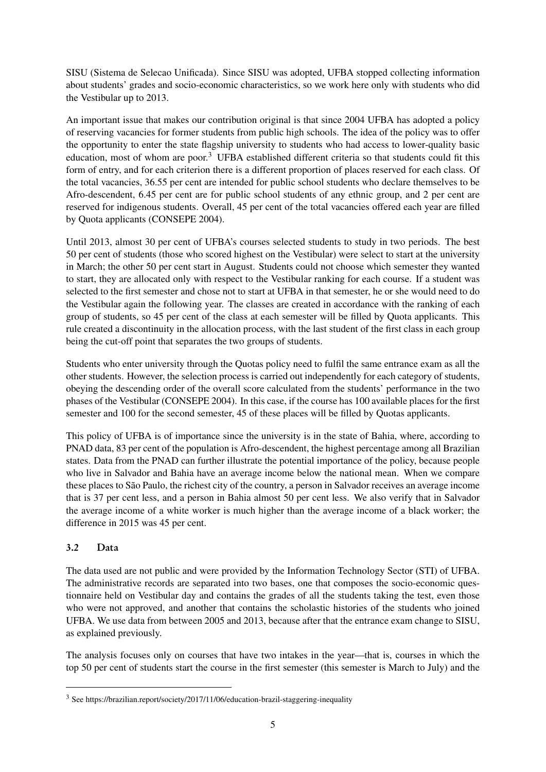SISU (Sistema de Selecao Unificada). Since SISU was adopted, UFBA stopped collecting information about students' grades and socio-economic characteristics, so we work here only with students who did the Vestibular up to 2013.

An important issue that makes our contribution original is that since 2004 UFBA has adopted a policy of reserving vacancies for former students from public high schools. The idea of the policy was to offer the opportunity to enter the state flagship university to students who had access to lower-quality basic education, most of whom are poor.[3] UFBA established different criteria so that students could fit this form of entry, and for each criterion there is a different proportion of places reserved for each class. Of the total vacancies, 36.55 per cent are intended for public school students who declare themselves to be Afro-descendent, 6.45 per cent are for public school students of any ethnic group, and 2 per cent are reserved for indigenous students. Overall, 45 per cent of the total vacancies offered each year are filled by Quota applicants (CONSEPE 2004).

Until 2013, almost 30 per cent of UFBA's courses selected students to study in two periods. The best 50 per cent of students (those who scored highest on the Vestibular) were select to start at the university in March; the other 50 per cent start in August. Students could not choose which semester they wanted to start, they are allocated only with respect to the Vestibular ranking for each course. If a student was selected to the first semester and chose not to start at UFBA in that semester, he or she would need to do the Vestibular again the following year. The classes are created in accordance with the ranking of each group of students, so 45 per cent of the class at each semester will be filled by Quota applicants. This rule created a discontinuity in the allocation process, with the last student of the first class in each group being the cut-off point that separates the two groups of students.

Students who enter university through the Quotas policy need to fulfil the same entrance exam as all the other students. However, the selection process is carried out independently for each category of students, obeying the descending order of the overall score calculated from the students' performance in the two phases of the Vestibular (CONSEPE 2004). In this case, if the course has 100 available places for the first semester and 100 for the second semester, 45 of these places will be filled by Quotas applicants.

This policy of UFBA is of importance since the university is in the state of Bahia, where, according to PNAD data, 83 per cent of the population is Afro-descendent, the highest percentage among all Brazilian states. Data from the PNAD can further illustrate the potential importance of the policy, because people who live in Salvador and Bahia have an average income below the national mean. When we compare these places to São Paulo, the richest city of the country, a person in Salvador receives an average income that is 37 per cent less, and a person in Bahia almost 50 per cent less. We also verify that in Salvador the average income of a white worker is much higher than the average income of a black worker; the difference in 2015 was 45 per cent.

### 3.2 Data

The data used are not public and were provided by the Information Technology Sector (STI) of UFBA. The administrative records are separated into two bases, one that composes the socio-economic questionnaire held on Vestibular day and contains the grades of all the students taking the test, even those who were not approved, and another that contains the scholastic histories of the students who joined UFBA. We use data from between 2005 and 2013, because after that the entrance exam change to SISU, as explained previously.

The analysis focuses only on courses that have two intakes in the year—that is, courses in which the top 50 per cent of students start the course in the first semester (this semester is March to July) and the

[3] See https://brazilian.report/society/2017/11/06/education-brazil-staggering-inequality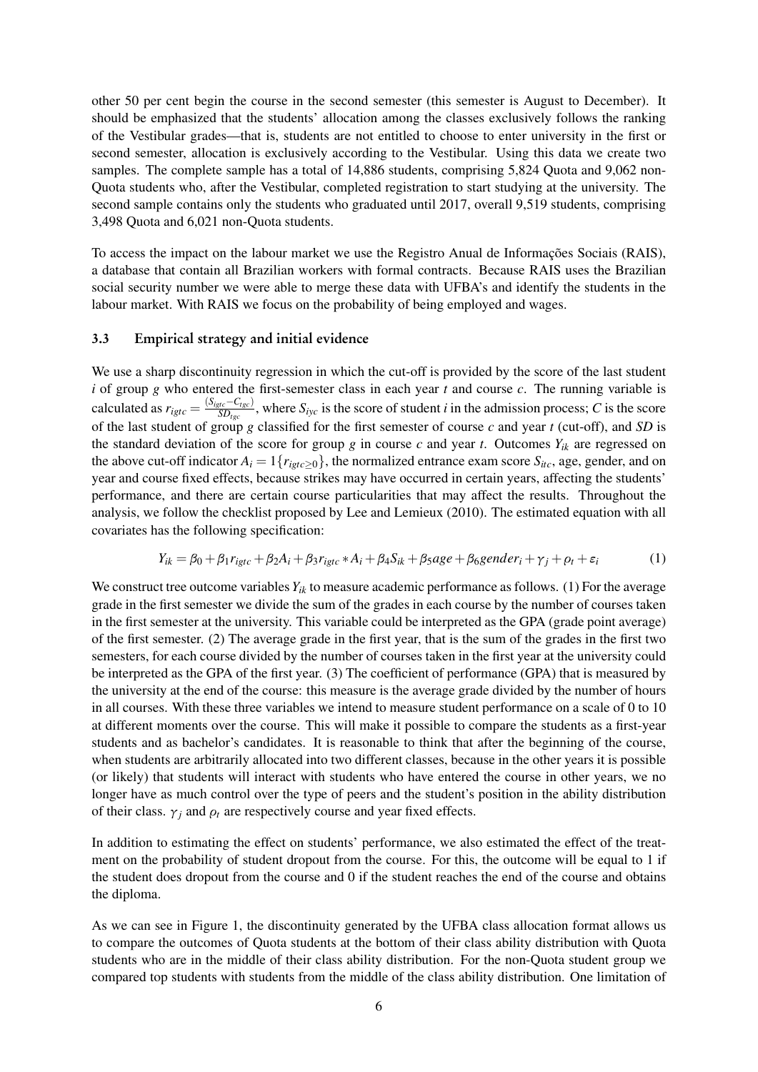other 50 per cent begin the course in the second semester (this semester is August to December). It should be emphasized that the students' allocation among the classes exclusively follows the ranking of the Vestibular grades—that is, students are not entitled to choose to enter university in the first or second semester, allocation is exclusively according to the Vestibular. Using this data we create two samples. The complete sample has a total of 14,886 students, comprising 5,824 Quota and 9,062 non-Quota students who, after the Vestibular, completed registration to start studying at the university. The second sample contains only the students who graduated until 2017, overall 9,519 students, comprising 3,498 Quota and 6,021 non-Quota students.

To access the impact on the labour market we use the Registro Anual de Informações Sociais (RAIS), a database that contain all Brazilian workers with formal contracts. Because RAIS uses the Brazilian social security number we were able to merge these data with UFBA's and identify the students in the labour market. With RAIS we focus on the probability of being employed and wages.

### 3.3 Empirical strategy and initial evidence

We use a sharp discontinuity regression in which the cut-off is provided by the score of the last student $i$ of group $g$ who entered the first-semester class in each year $t$ and course $c$. The running variable is calculated as $r_{igtc} = \frac{(S_{igtc} - C_{tgc})}{SD_{tgc}}$, where $S_{iyc}$ is the score of student $i$ in the admission process; $C$ is the score of the last student of group $g$ classified for the first semester of course $c$ and year $t$ (cut-off), and $SD$ is the standard deviation of the score for group $g$ in course $c$ and year $t$. Outcomes $Y_{ik}$ are regressed on the above cut-off indicator $A_i = 1\{r_{igtc \geq 0}\}$, the normalized entrance exam score $S_{itc}$, age, gender, and on year and course fixed effects, because strikes may have occurred in certain years, affecting the students' performance, and there are certain course particularities that may affect the results. Throughout the analysis, we follow the checklist proposed by Lee and Lemieux (2010). The estimated equation with all covariates has the following specification:

$$Y_{ik} = \beta_0 + \beta_1 r_{igtc} + \beta_2 A_i + \beta_3 r_{igtc} * A_i + \beta_4 S_{ik} + \beta_5 age + \beta_6 gender_i + \gamma_j + \rho_t + \varepsilon_i \tag{1}$$

We construct tree outcome variables $Y_{ik}$ to measure academic performance as follows. (1) For the average grade in the first semester we divide the sum of the grades in each course by the number of courses taken in the first semester at the university. This variable could be interpreted as the GPA (grade point average) of the first semester. (2) The average grade in the first year, that is the sum of the grades in the first two semesters, for each course divided by the number of courses taken in the first year at the university could be interpreted as the GPA of the first year. (3) The coefficient of performance (GPA) that is measured by the university at the end of the course: this measure is the average grade divided by the number of hours in all courses. With these three variables we intend to measure student performance on a scale of 0 to 10 at different moments over the course. This will make it possible to compare the students as a first-year students and as bachelor's candidates. It is reasonable to think that after the beginning of the course, when students are arbitrarily allocated into two different classes, because in the other years it is possible (or likely) that students will interact with students who have entered the course in other years, we no longer have as much control over the type of peers and the student's position in the ability distribution of their class. $\gamma_j$ and $\rho_t$ are respectively course and year fixed effects.

In addition to estimating the effect on students' performance, we also estimated the effect of the treatment on the probability of student dropout from the course. For this, the outcome will be equal to 1 if the student does dropout from the course and 0 if the student reaches the end of the course and obtains the diploma.

As we can see in Figure 1, the discontinuity generated by the UFBA class allocation format allows us to compare the outcomes of Quota students at the bottom of their class ability distribution with Quota students who are in the middle of their class ability distribution. For the non-Quota student group we compared top students with students from the middle of the class ability distribution. One limitation of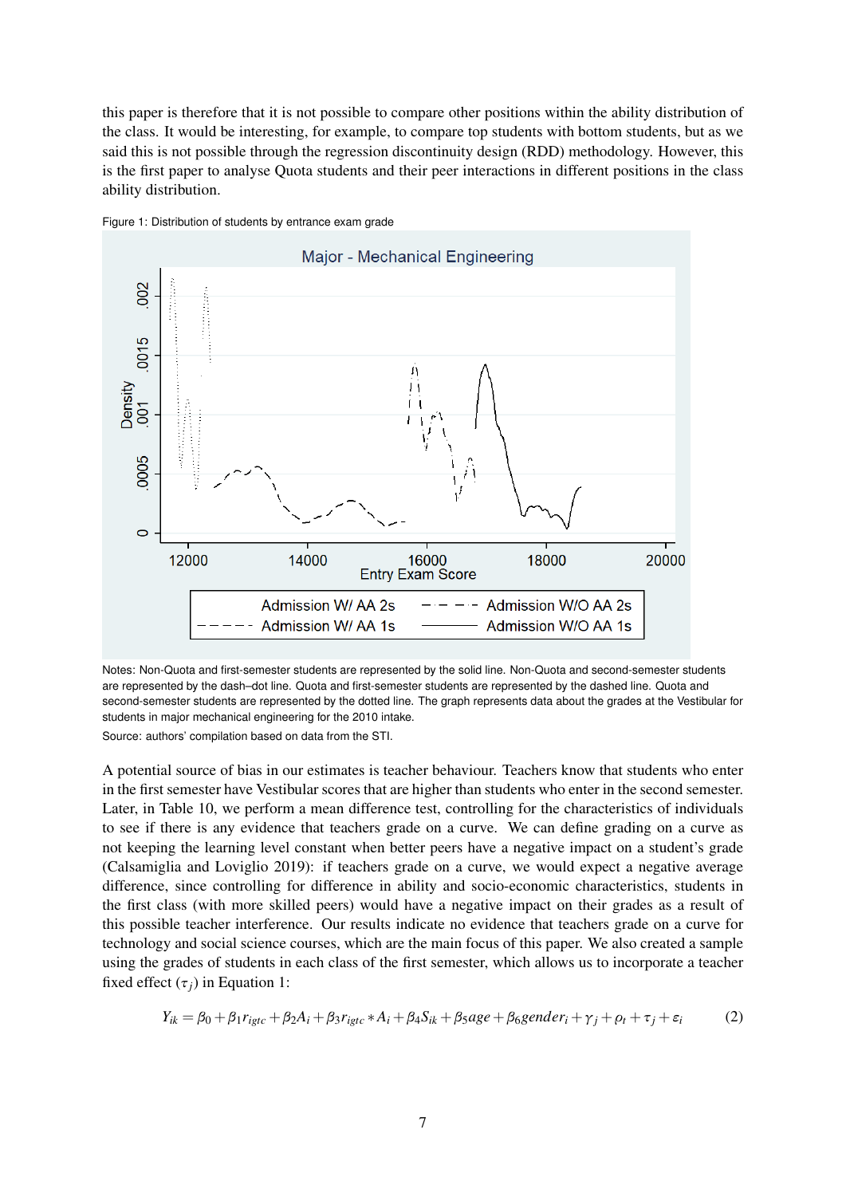this paper is therefore that it is not possible to compare other positions within the ability distribution of the class. It would be interesting, for example, to compare top students with bottom students, but as we said this is not possible through the regression discontinuity design (RDD) methodology. However, this is the first paper to analyse Quota students and their peer interactions in different positions in the class ability distribution.

Figure 1: Distribution of students by entrance exam grade

Notes: Non-Quota and first-semester students are represented by the solid line. Non-Quota and second-semester students are represented by the dash–dot line. Quota and first-semester students are represented by the dashed line. Quota and second-semester students are represented by the dotted line. The graph represents data about the grades at the Vestibular for students in major mechanical engineering for the 2010 intake.

Source: authors' compilation based on data from the STI.

A potential source of bias in our estimates is teacher behaviour. Teachers know that students who enter in the first semester have Vestibular scores that are higher than students who enter in the second semester. Later, in Table 10, we perform a mean difference test, controlling for the characteristics of individuals to see if there is any evidence that teachers grade on a curve. We can define grading on a curve as not keeping the learning level constant when better peers have a negative impact on a student's grade (Calsamiglia and Loviglio 2019): if teachers grade on a curve, we would expect a negative average difference, since controlling for difference in ability and socio-economic characteristics, students in the first class (with more skilled peers) would have a negative impact on their grades as a result of this possible teacher interference. Our results indicate no evidence that teachers grade on a curve for technology and social science courses, which are the main focus of this paper. We also created a sample using the grades of students in each class of the first semester, which allows us to incorporate a teacher fixed effect ($\tau_j$) in Equation 1:

$$Y_{ik} = \beta_0 + \beta_1 r_{igtc} + \beta_2 A_i + \beta_3 r_{igtc} * A_i + \beta_4 S_{ik} + \beta_5 age + \beta_6 gender_i + \gamma_j + \rho_t + \tau_j + \varepsilon_i \tag{2}$$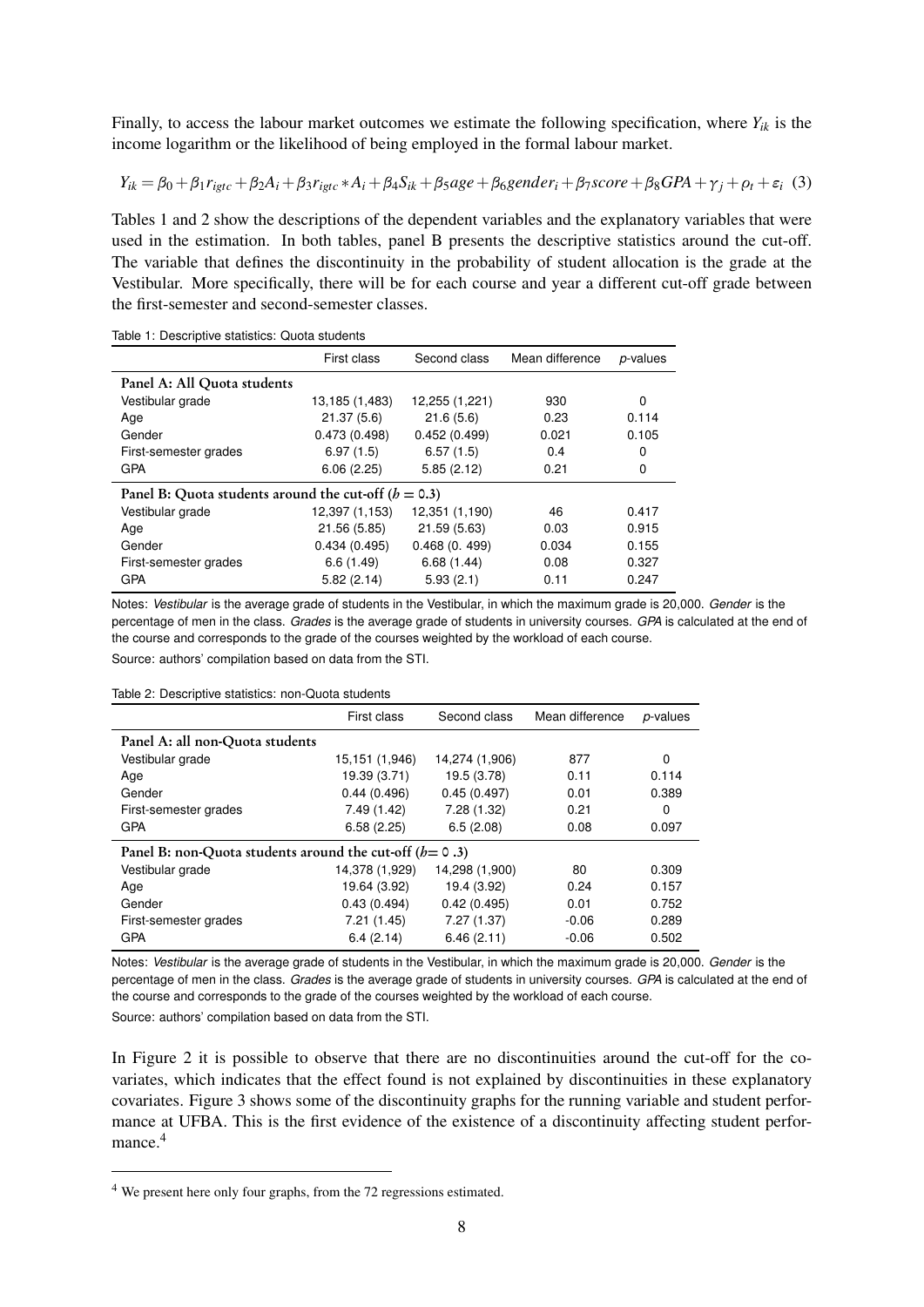Finally, to access the labour market outcomes we estimate the following specification, where $Y_{ik}$ is the income logarithm or the likelihood of being employed in the formal labour market.

$$Y_{ik} = \beta_0 + \beta_1 r_{igtc} + \beta_2 A_i + \beta_3 r_{igtc} * A_i + \beta_4 S_{ik} + \beta_5 age + \beta_6 gender_i + \beta_7 score + \beta_8 GPA + \gamma_j + \rho_t + \varepsilon_i \quad (3)$$

Tables 1 and 2 show the descriptions of the dependent variables and the explanatory variables that were used in the estimation. In both tables, panel B presents the descriptive statistics around the cut-off. The variable that defines the discontinuity in the probability of student allocation is the grade at the Vestibular. More specifically, there will be for each course and year a different cut-off grade between the first-semester and second-semester classes.

Table 1: Descriptive statistics: Quota students

| | First class | Second class | Mean difference | *p*-values |
|---|---|---|---|---|
| **Panel A: All Quota students** | | | | |
| Vestibular grade | 13,185 (1,483) | 12,255 (1,221) | 930 | 0 |
| Age | 21.37 (5.6) | 21.6 (5.6) | 0.23 | 0.114 |
| Gender | 0.473 (0.498) | 0.452 (0.499) | 0.021 | 0.105 |
| First-semester grades | 6.97 (1.5) | 6.57 (1.5) | 0.4 | 0 |
| GPA | 6.06 (2.25) | 5.85 (2.12) | 0.21 | 0 |
| **Panel B: Quota students around the cut-off ($h = 0.3$)** | | | | |
| Vestibular grade | 12,397 (1,153) | 12,351 (1,190) | 46 | 0.417 |
| Age | 21.56 (5.85) | 21.59 (5.63) | 0.03 | 0.915 |
| Gender | 0.434 (0.495) | 0.468 (0. 499) | 0.034 | 0.155 |
| First-semester grades | 6.6 (1.49) | 6.68 (1.44) | 0.08 | 0.327 |
| GPA | 5.82 (2.14) | 5.93 (2.1) | 0.11 | 0.247 |

Notes: *Vestibular* is the average grade of students in the Vestibular, in which the maximum grade is 20,000. *Gender* is the percentage of men in the class. *Grades* is the average grade of students in university courses. *GPA* is calculated at the end of the course and corresponds to the grade of the courses weighted by the workload of each course.

Source: authors' compilation based on data from the STI.

Table 2: Descriptive statistics: non-Quota students

| | First class | Second class | Mean difference | *p*-values |
|---|---|---|---|---|
| **Panel A: all non-Quota students** | | | | |
| Vestibular grade | 15,151 (1,946) | 14,274 (1,906) | 877 | 0 |
| Age | 19.39 (3.71) | 19.5 (3.78) | 0.11 | 0.114 |
| Gender | 0.44 (0.496) | 0.45 (0.497) | 0.01 | 0.389 |
| First-semester grades | 7.49 (1.42) | 7.28 (1.32) | 0.21 | 0 |
| GPA | 6.58 (2.25) | 6.5 (2.08) | 0.08 | 0.097 |
| **Panel B: non-Quota students around the cut-off ($h = 0.3$)** | | | | |
| Vestibular grade | 14,378 (1,929) | 14,298 (1,900) | 80 | 0.309 |
| Age | 19.64 (3.92) | 19.4 (3.92) | 0.24 | 0.157 |
| Gender | 0.43 (0.494) | 0.42 (0.495) | 0.01 | 0.752 |
| First-semester grades | 7.21 (1.45) | 7.27 (1.37) | -0.06 | 0.289 |
| GPA | 6.4 (2.14) | 6.46 (2.11) | -0.06 | 0.502 |

Notes: *Vestibular* is the average grade of students in the Vestibular, in which the maximum grade is 20,000. *Gender* is the percentage of men in the class. *Grades* is the average grade of students in university courses. *GPA* is calculated at the end of the course and corresponds to the grade of the courses weighted by the workload of each course.

Source: authors' compilation based on data from the STI.

In Figure 2 it is possible to observe that there are no discontinuities around the cut-off for the covariates, which indicates that the effect found is not explained by discontinuities in these explanatory covariates. Figure 3 shows some of the discontinuity graphs for the running variable and student performance at UFBA. This is the first evidence of the existence of a discontinuity affecting student performance.[4]

[4] We present here only four graphs, from the 72 regressions estimated.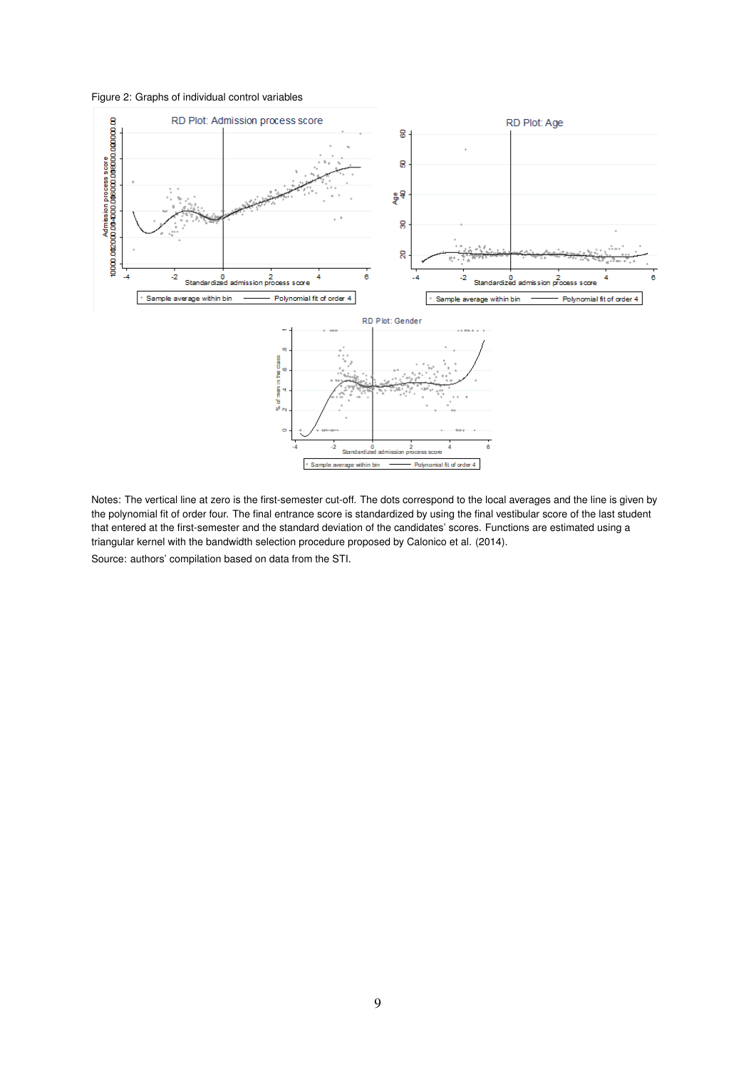Figure 2: Graphs of individual control variables

Notes: The vertical line at zero is the first-semester cut-off. The dots correspond to the local averages and the line is given by the polynomial fit of order four. The final entrance score is standardized by using the final vestibular score of the last student that entered at the first-semester and the standard deviation of the candidates' scores. Functions are estimated using a triangular kernel with the bandwidth selection procedure proposed by Calonico et al. (2014).

Source: authors' compilation based on data from the STI.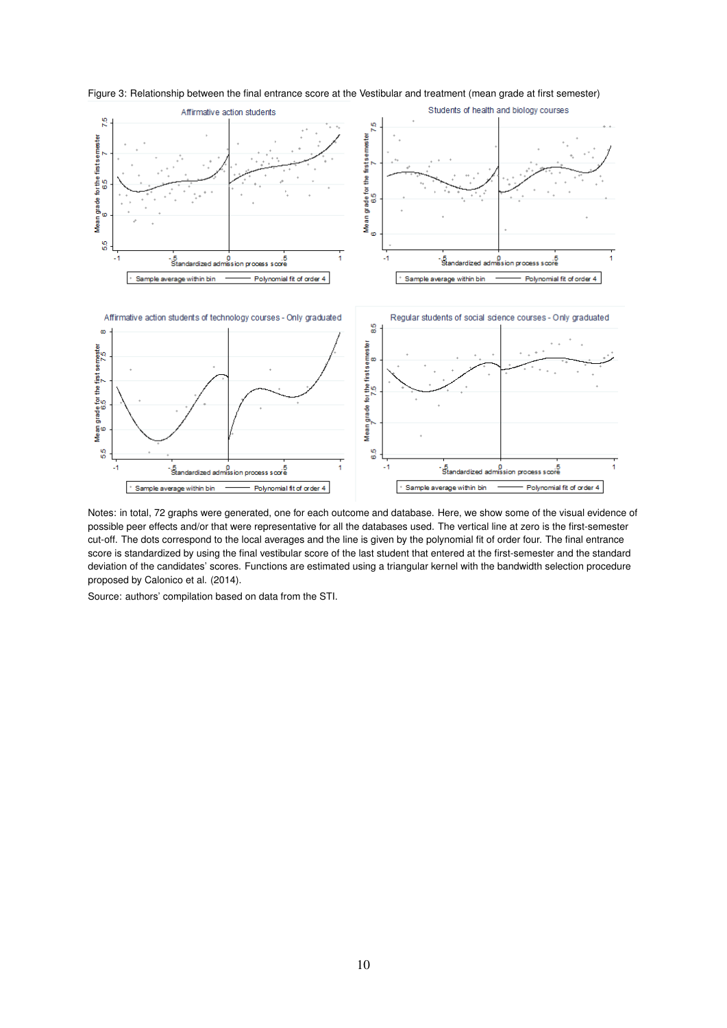Figure 3: Relationship between the final entrance score at the Vestibular and treatment (mean grade at first semester)

Notes: in total, 72 graphs were generated, one for each outcome and database. Here, we show some of the visual evidence of possible peer effects and/or that were representative for all the databases used. The vertical line at zero is the first-semester cut-off. The dots correspond to the local averages and the line is given by the polynomial fit of order four. The final entrance score is standardized by using the final vestibular score of the last student that entered at the first-semester and the standard deviation of the candidates' scores. Functions are estimated using a triangular kernel with the bandwidth selection procedure proposed by Calonico et al. (2014).

Source: authors' compilation based on data from the STI.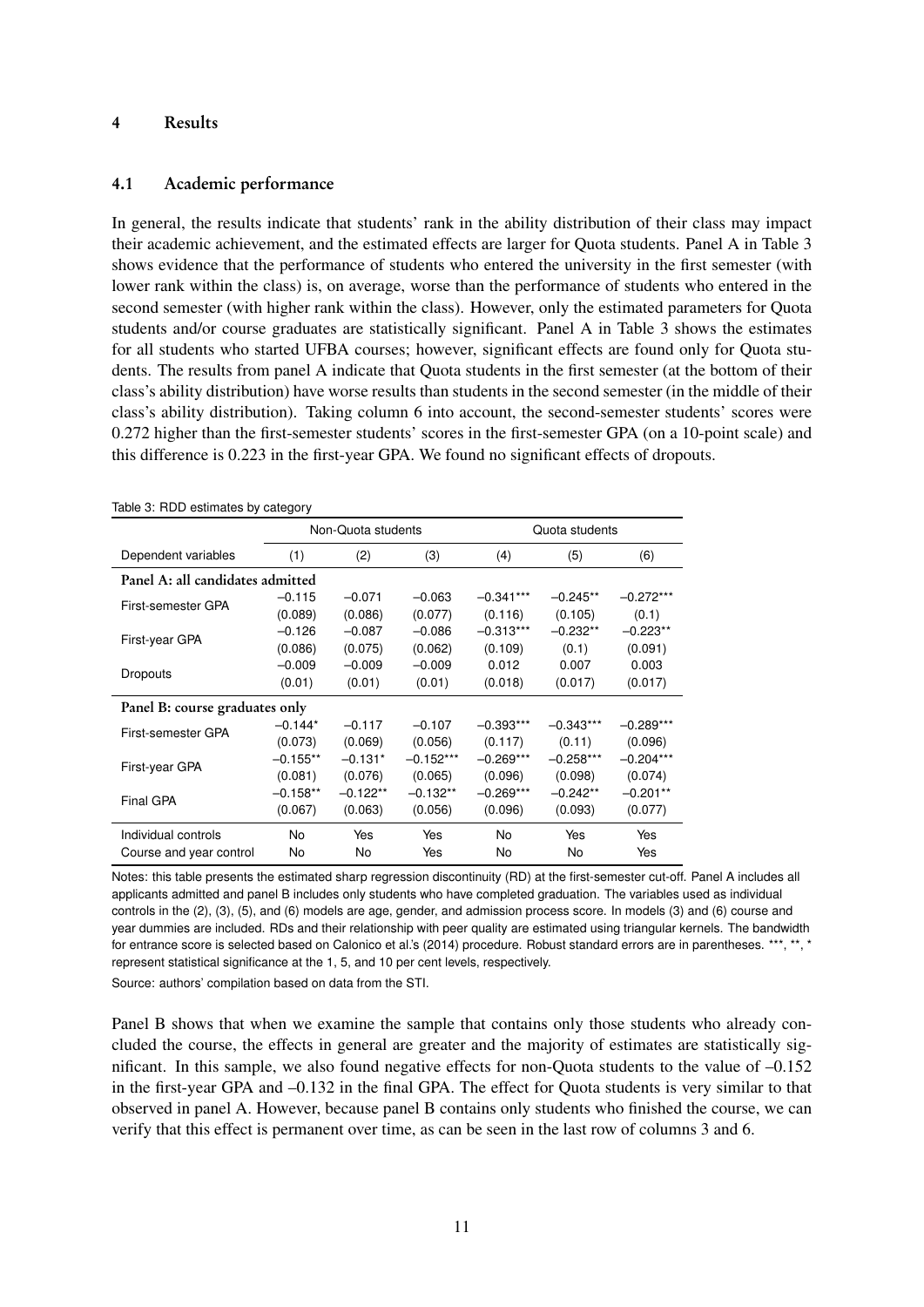## 4 Results

### 4.1 Academic performance

In general, the results indicate that students' rank in the ability distribution of their class may impact their academic achievement, and the estimated effects are larger for Quota students. Panel A in Table 3 shows evidence that the performance of students who entered the university in the first semester (with lower rank within the class) is, on average, worse than the performance of students who entered in the second semester (with higher rank within the class). However, only the estimated parameters for Quota students and/or course graduates are statistically significant. Panel A in Table 3 shows the estimates for all students who started UFBA courses; however, significant effects are found only for Quota students. The results from panel A indicate that Quota students in the first semester (at the bottom of their class's ability distribution) have worse results than students in the second semester (in the middle of their class's ability distribution). Taking column 6 into account, the second-semester students' scores were 0.272 higher than the first-semester students' scores in the first-semester GPA (on a 10-point scale) and this difference is 0.223 in the first-year GPA. We found no significant effects of dropouts.

Table 3: RDD estimates by category

| | Non-Quota students | | | Quota students | | |
|---|---|---|---|---|---|---|
| Dependent variables | (1) | (2) | (3) | (4) | (5) | (6) |
| **Panel A: all candidates admitted** | | | | | | |
| First-semester GPA | –0.115 | –0.071 | –0.063 | –0.341*** | –0.245** | –0.272*** |
| | (0.089) | (0.086) | (0.077) | (0.116) | (0.105) | (0.1) |
| First-year GPA | –0.126 | –0.087 | –0.086 | –0.313*** | –0.232** | –0.223** |
| | (0.086) | (0.075) | (0.062) | (0.109) | (0.1) | (0.091) |
| Dropouts | –0.009 | –0.009 | –0.009 | 0.012 | 0.007 | 0.003 |
| | (0.01) | (0.01) | (0.01) | (0.018) | (0.017) | (0.017) |
| **Panel B: course graduates only** | | | | | | |
| First-semester GPA | –0.144* | –0.117 | –0.107 | –0.393*** | –0.343*** | –0.289*** |
| | (0.073) | (0.069) | (0.056) | (0.117) | (0.11) | (0.096) |
| First-year GPA | –0.155** | –0.131* | –0.152*** | –0.269*** | –0.258*** | –0.204*** |
| | (0.081) | (0.076) | (0.065) | (0.096) | (0.098) | (0.074) |
| Final GPA | –0.158** | –0.122** | –0.132** | –0.269*** | –0.242** | –0.201** |
| | (0.067) | (0.063) | (0.056) | (0.096) | (0.093) | (0.077) |
| Individual controls | No | Yes | Yes | No | Yes | Yes |
| Course and year control | No | No | Yes | No | No | Yes |

Notes: this table presents the estimated sharp regression discontinuity (RD) at the first-semester cut-off. Panel A includes all applicants admitted and panel B includes only students who have completed graduation. The variables used as individual controls in the (2), (3), (5), and (6) models are age, gender, and admission process score. In models (3) and (6) course and year dummies are included. RDs and their relationship with peer quality are estimated using triangular kernels. The bandwidth for entrance score is selected based on Calonico et al.'s (2014) procedure. Robust standard errors are in parentheses. ***, **, * represent statistical significance at the 1, 5, and 10 per cent levels, respectively.

Source: authors' compilation based on data from the STI.

Panel B shows that when we examine the sample that contains only those students who already concluded the course, the effects in general are greater and the majority of estimates are statistically significant. In this sample, we also found negative effects for non-Quota students to the value of –0.152 in the first-year GPA and –0.132 in the final GPA. The effect for Quota students is very similar to that observed in panel A. However, because panel B contains only students who finished the course, we can verify that this effect is permanent over time, as can be seen in the last row of columns 3 and 6.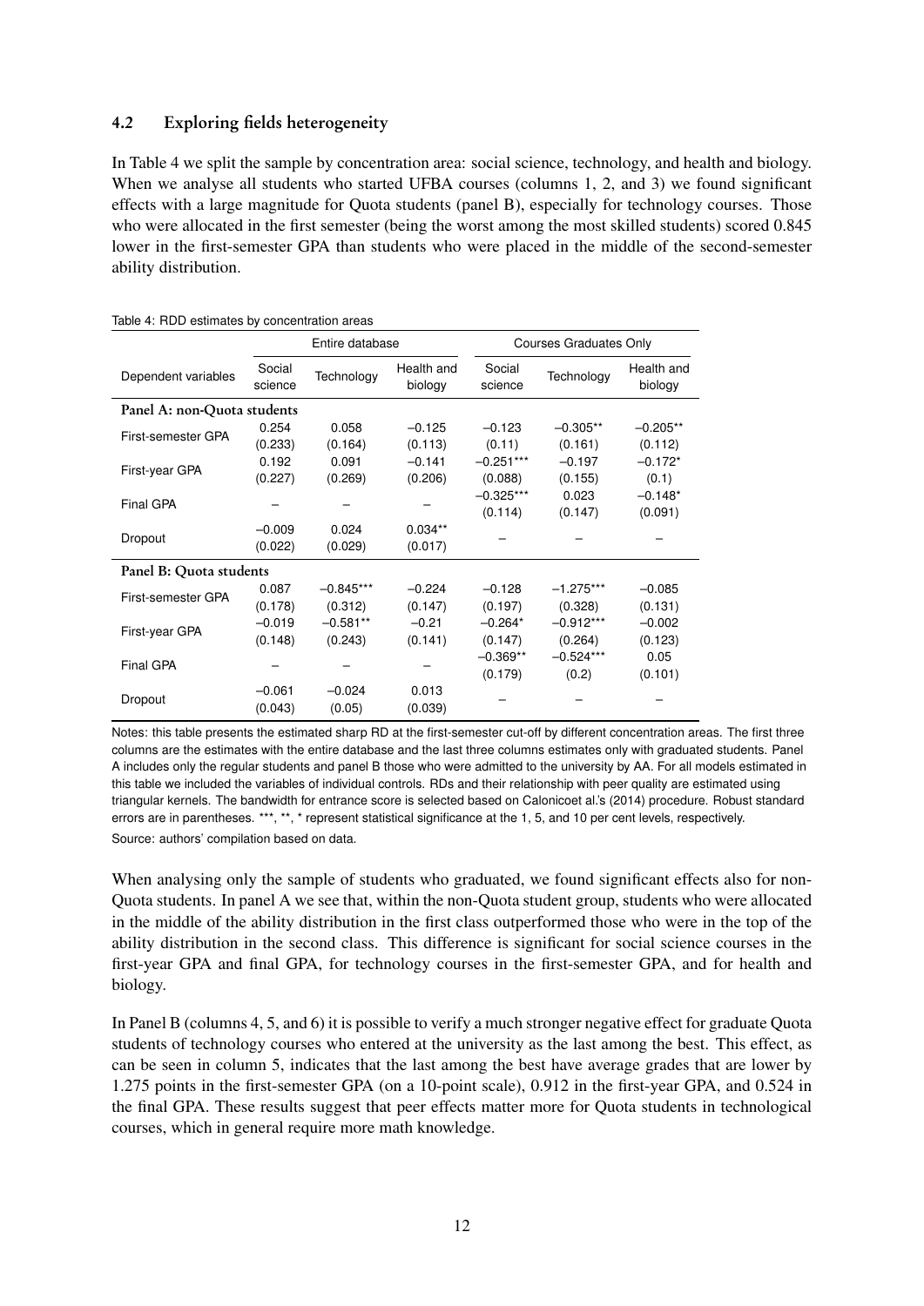### 4.2 Exploring fields heterogeneity

In Table 4 we split the sample by concentration area: social science, technology, and health and biology. When we analyse all students who started UFBA courses (columns 1, 2, and 3) we found significant effects with a large magnitude for Quota students (panel B), especially for technology courses. Those who were allocated in the first semester (being the worst among the most skilled students) scored 0.845 lower in the first-semester GPA than students who were placed in the middle of the second-semester ability distribution.

Table 4: RDD estimates by concentration areas

| | Entire database | | | Courses Graduates Only | | |
|---|---|---|---|---|---|---|
| Dependent variables | Social science | Technology | Health and biology | Social science | Technology | Health and biology |
| **Panel A: non-Quota students** | | | | | | |
| First-semester GPA | 0.254 | 0.058 | −0.125 | −0.123 | −0.305** | −0.205** |
| | (0.233) | (0.164) | (0.113) | (0.11) | (0.161) | (0.112) |
| First-year GPA | 0.192 | 0.091 | −0.141 | −0.251*** | −0.197 | −0.172* |
| | (0.227) | (0.269) | (0.206) | (0.088) | (0.155) | (0.1) |
| Final GPA | – | – | – | −0.325*** | 0.023 | −0.148* |
| | | | | (0.114) | (0.147) | (0.091) |
| Dropout | −0.009 | 0.024 | 0.034** | – | – | – |
| | (0.022) | (0.029) | (0.017) | | | |
| **Panel B: Quota students** | | | | | | |
| First-semester GPA | 0.087 | −0.845*** | −0.224 | −0.128 | −1.275*** | −0.085 |
| | (0.178) | (0.312) | (0.147) | (0.197) | (0.328) | (0.131) |
| First-year GPA | −0.019 | −0.581** | −0.21 | −0.264* | −0.912*** | −0.002 |
| | (0.148) | (0.243) | (0.141) | (0.147) | (0.264) | (0.123) |
| Final GPA | – | – | – | −0.369** | −0.524*** | 0.05 |
| | | | | (0.179) | (0.2) | (0.101) |
| Dropout | −0.061 | −0.024 | 0.013 | – | – | – |
| | (0.043) | (0.05) | (0.039) | | | |

Notes: this table presents the estimated sharp RD at the first-semester cut-off by different concentration areas. The first three columns are the estimates with the entire database and the last three columns estimates only with graduated students. Panel A includes only the regular students and panel B those who were admitted to the university by AA. For all models estimated in this table we included the variables of individual controls. RDs and their relationship with peer quality are estimated using triangular kernels. The bandwidth for entrance score is selected based on Calonicoet al.'s (2014) procedure. Robust standard errors are in parentheses. ***, **, * represent statistical significance at the 1, 5, and 10 per cent levels, respectively.

Source: authors' compilation based on data.

When analysing only the sample of students who graduated, we found significant effects also for non-Quota students. In panel A we see that, within the non-Quota student group, students who were allocated in the middle of the ability distribution in the first class outperformed those who were in the top of the ability distribution in the second class. This difference is significant for social science courses in the first-year GPA and final GPA, for technology courses in the first-semester GPA, and for health and biology.

In Panel B (columns 4, 5, and 6) it is possible to verify a much stronger negative effect for graduate Quota students of technology courses who entered at the university as the last among the best. This effect, as can be seen in column 5, indicates that the last among the best have average grades that are lower by 1.275 points in the first-semester GPA (on a 10-point scale), 0.912 in the first-year GPA, and 0.524 in the final GPA. These results suggest that peer effects matter more for Quota students in technological courses, which in general require more math knowledge.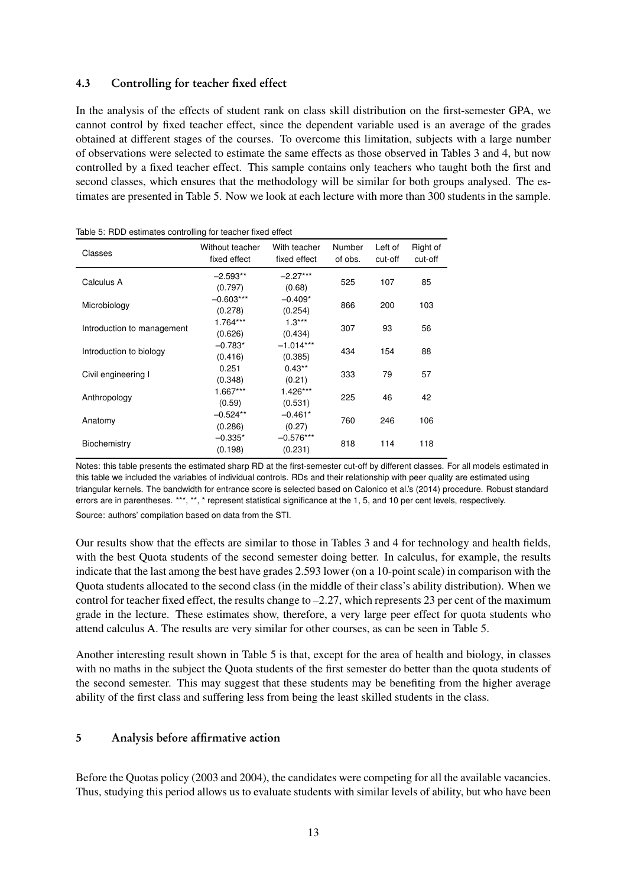### 4.3 Controlling for teacher fixed effect

In the analysis of the effects of student rank on class skill distribution on the first-semester GPA, we cannot control by fixed teacher effect, since the dependent variable used is an average of the grades obtained at different stages of the courses. To overcome this limitation, subjects with a large number of observations were selected to estimate the same effects as those observed in Tables 3 and 4, but now controlled by a fixed teacher effect. This sample contains only teachers who taught both the first and second classes, which ensures that the methodology will be similar for both groups analysed. The estimates are presented in Table 5. Now we look at each lecture with more than 300 students in the sample.

Table 5: RDD estimates controlling for teacher fixed effect

| Classes | Without teacher fixed effect | With teacher fixed effect | Number of obs. | Left of cut-off | Right of cut-off |
|---|---|---|---|---|---|
| Calculus A | −2.593** | −2.27*** | 525 | 107 | 85 |
| | (0.797) | (0.68) | | | |
| Microbiology | −0.603*** | −0.409* | 866 | 200 | 103 |
| | (0.278) | (0.254) | | | |
| Introduction to management | 1.764*** | 1.3*** | 307 | 93 | 56 |
| | (0.626) | (0.434) | | | |
| Introduction to biology | −0.783* | −1.014*** | 434 | 154 | 88 |
| | (0.416) | (0.385) | | | |
| Civil engineering I | 0.251 | 0.43** | 333 | 79 | 57 |
| | (0.348) | (0.21) | | | |
| Anthropology | 1.667*** | 1.426*** | 225 | 46 | 42 |
| | (0.59) | (0.531) | | | |
| Anatomy | −0.524** | −0.461* | 760 | 246 | 106 |
| | (0.286) | (0.27) | | | |
| Biochemistry | −0.335* | −0.576*** | 818 | 114 | 118 |
| | (0.198) | (0.231) | | | |

Notes: this table presents the estimated sharp RD at the first-semester cut-off by different classes. For all models estimated in this table we included the variables of individual controls. RDs and their relationship with peer quality are estimated using triangular kernels. The bandwidth for entrance score is selected based on Calonico et al.'s (2014) procedure. Robust standard errors are in parentheses. ***, **, * represent statistical significance at the 1, 5, and 10 per cent levels, respectively.

Source: authors' compilation based on data from the STI.

Our results show that the effects are similar to those in Tables 3 and 4 for technology and health fields, with the best Quota students of the second semester doing better. In calculus, for example, the results indicate that the last among the best have grades 2.593 lower (on a 10-point scale) in comparison with the Quota students allocated to the second class (in the middle of their class's ability distribution). When we control for teacher fixed effect, the results change to –2.27, which represents 23 per cent of the maximum grade in the lecture. These estimates show, therefore, a very large peer effect for quota students who attend calculus A. The results are very similar for other courses, as can be seen in Table 5.

Another interesting result shown in Table 5 is that, except for the area of health and biology, in classes with no maths in the subject the Quota students of the first semester do better than the quota students of the second semester. This may suggest that these students may be benefiting from the higher average ability of the first class and suffering less from being the least skilled students in the class.

## 5 Analysis before affirmative action

Before the Quotas policy (2003 and 2004), the candidates were competing for all the available vacancies. Thus, studying this period allows us to evaluate students with similar levels of ability, but who have been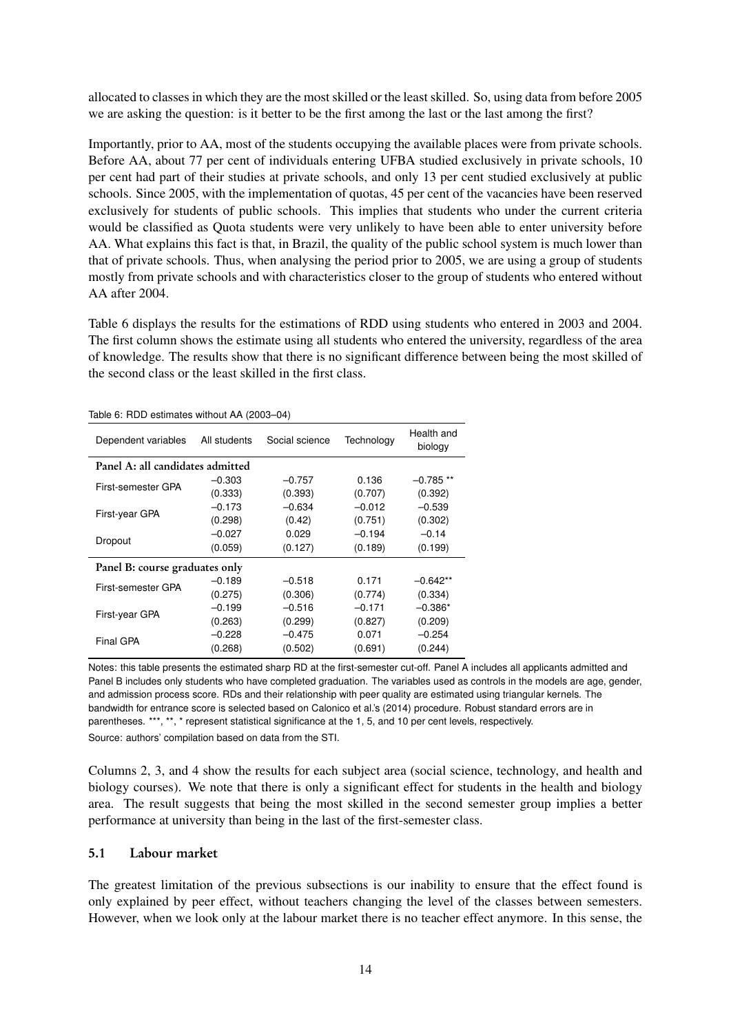allocated to classes in which they are the most skilled or the least skilled. So, using data from before 2005 we are asking the question: is it better to be the first among the last or the last among the first?

Importantly, prior to AA, most of the students occupying the available places were from private schools. Before AA, about 77 per cent of individuals entering UFBA studied exclusively in private schools, 10 per cent had part of their studies at private schools, and only 13 per cent studied exclusively at public schools. Since 2005, with the implementation of quotas, 45 per cent of the vacancies have been reserved exclusively for students of public schools. This implies that students who under the current criteria would be classified as Quota students were very unlikely to have been able to enter university before AA. What explains this fact is that, in Brazil, the quality of the public school system is much lower than that of private schools. Thus, when analysing the period prior to 2005, we are using a group of students mostly from private schools and with characteristics closer to the group of students who entered without AA after 2004.

Table 6 displays the results for the estimations of RDD using students who entered in 2003 and 2004. The first column shows the estimate using all students who entered the university, regardless of the area of knowledge. The results show that there is no significant difference between being the most skilled of the second class or the least skilled in the first class.

Table 6: RDD estimates without AA (2003–04)

| Dependent variables | All students | Social science | Technology | Health and biology |
|---|---|---|---|---|
| **Panel A: all candidates admitted** | | | | |
| First-semester GPA | –0.303 | –0.757 | 0.136 | –0.785 ** |
| | (0.333) | (0.393) | (0.707) | (0.392) |
| First-year GPA | –0.173 | –0.634 | –0.012 | –0.539 |
| | (0.298) | (0.42) | (0.751) | (0.302) |
| Dropout | –0.027 | 0.029 | –0.194 | –0.14 |
| | (0.059) | (0.127) | (0.189) | (0.199) |
| **Panel B: course graduates only** | | | | |
| First-semester GPA | –0.189 | –0.518 | 0.171 | –0.642** |
| | (0.275) | (0.306) | (0.774) | (0.334) |
| First-year GPA | –0.199 | –0.516 | –0.171 | –0.386* |
| | (0.263) | (0.299) | (0.827) | (0.209) |
| Final GPA | –0.228 | –0.475 | 0.071 | –0.254 |
| | (0.268) | (0.502) | (0.691) | (0.244) |

Notes: this table presents the estimated sharp RD at the first-semester cut-off. Panel A includes all applicants admitted and Panel B includes only students who have completed graduation. The variables used as controls in the models are age, gender, and admission process score. RDs and their relationship with peer quality are estimated using triangular kernels. The bandwidth for entrance score is selected based on Calonico et al.'s (2014) procedure. Robust standard errors are in parentheses. ***, **, * represent statistical significance at the 1, 5, and 10 per cent levels, respectively.

Source: authors' compilation based on data from the STI.

Columns 2, 3, and 4 show the results for each subject area (social science, technology, and health and biology courses). We note that there is only a significant effect for students in the health and biology area. The result suggests that being the most skilled in the second semester group implies a better performance at university than being in the last of the first-semester class.

### 5.1 Labour market

The greatest limitation of the previous subsections is our inability to ensure that the effect found is only explained by peer effect, without teachers changing the level of the classes between semesters. However, when we look only at the labour market there is no teacher effect anymore. In this sense, the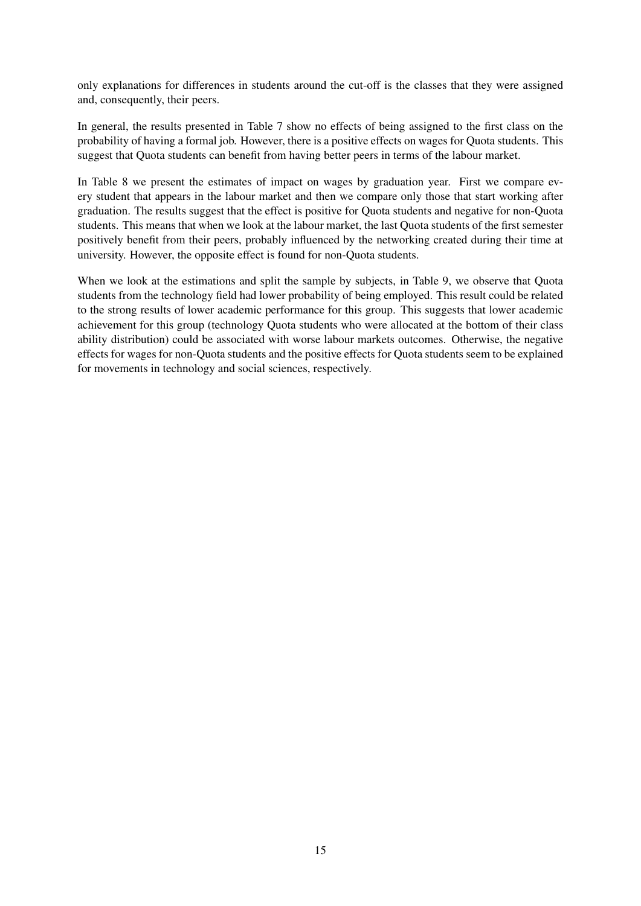only explanations for differences in students around the cut-off is the classes that they were assigned and, consequently, their peers.

In general, the results presented in Table 7 show no effects of being assigned to the first class on the probability of having a formal job. However, there is a positive effects on wages for Quota students. This suggest that Quota students can benefit from having better peers in terms of the labour market.

In Table 8 we present the estimates of impact on wages by graduation year. First we compare every student that appears in the labour market and then we compare only those that start working after graduation. The results suggest that the effect is positive for Quota students and negative for non-Quota students. This means that when we look at the labour market, the last Quota students of the first semester positively benefit from their peers, probably influenced by the networking created during their time at university. However, the opposite effect is found for non-Quota students.

When we look at the estimations and split the sample by subjects, in Table 9, we observe that Quota students from the technology field had lower probability of being employed. This result could be related to the strong results of lower academic performance for this group. This suggests that lower academic achievement for this group (technology Quota students who were allocated at the bottom of their class ability distribution) could be associated with worse labour markets outcomes. Otherwise, the negative effects for wages for non-Quota students and the positive effects for Quota students seem to be explained for movements in technology and social sciences, respectively.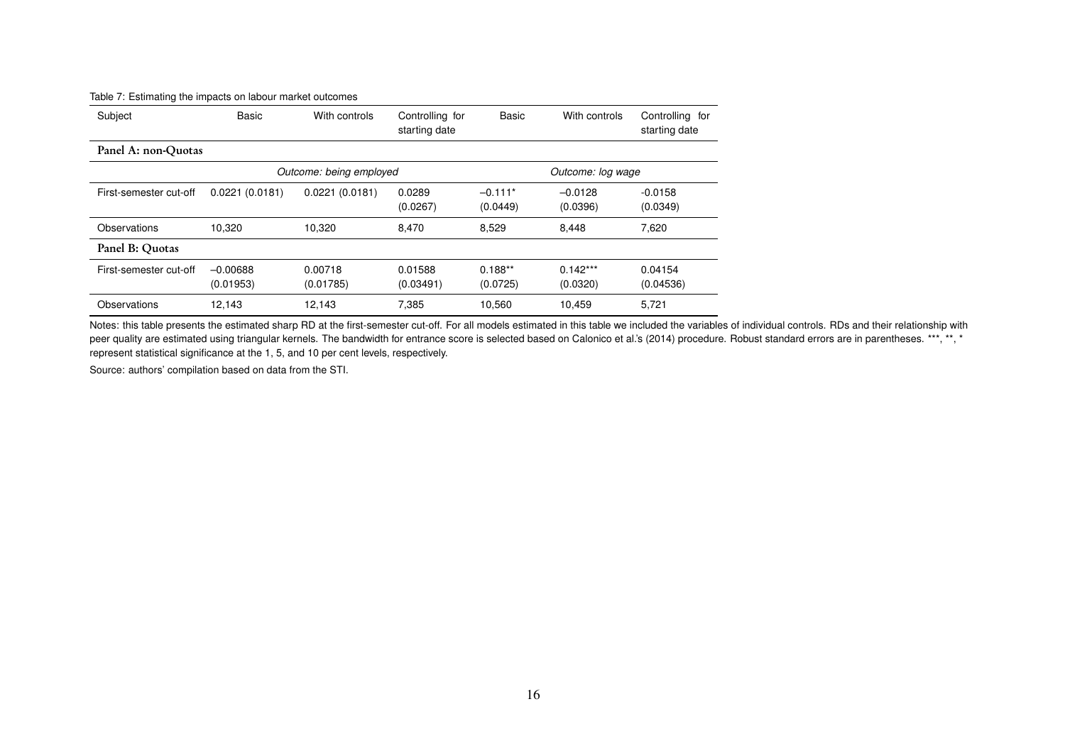Table 7: Estimating the impacts on labour market outcomes

| Subject | Basic | With controls | Controlling for starting date | Basic | With controls | Controlling for starting date |
|---|---|---|---|---|---|---|
| **Panel A: non-Quotas** | | | | | | |
| | *Outcome: being employed* | | | *Outcome: log wage* | | |
| First-semester cut-off | 0.0221 (0.0181) | 0.0221 (0.0181) | 0.0289 (0.0267) | –0.111* (0.0449) | –0.0128 (0.0396) | -0.0158 (0.0349) |
| Observations | 10,320 | 10,320 | 8,470 | 8,529 | 8,448 | 7,620 |
| **Panel B: Quotas** | | | | | | |
| First-semester cut-off | –0.00688 (0.01953) | 0.00718 (0.01785) | 0.01588 (0.03491) | 0.188** (0.0725) | 0.142*** (0.0320) | 0.04154 (0.04536) |
| Observations | 12,143 | 12,143 | 7,385 | 10,560 | 10,459 | 5,721 |

Notes: this table presents the estimated sharp RD at the first-semester cut-off. For all models estimated in this table we included the variables of individual controls. RDs and their relationship with peer quality are estimated using triangular kernels. The bandwidth for entrance score is selected based on Calonico et al.'s (2014) procedure. Robust standard errors are in parentheses. ***, **, * represent statistical significance at the 1, 5, and 10 per cent levels, respectively.

Source: authors' compilation based on data from the STI.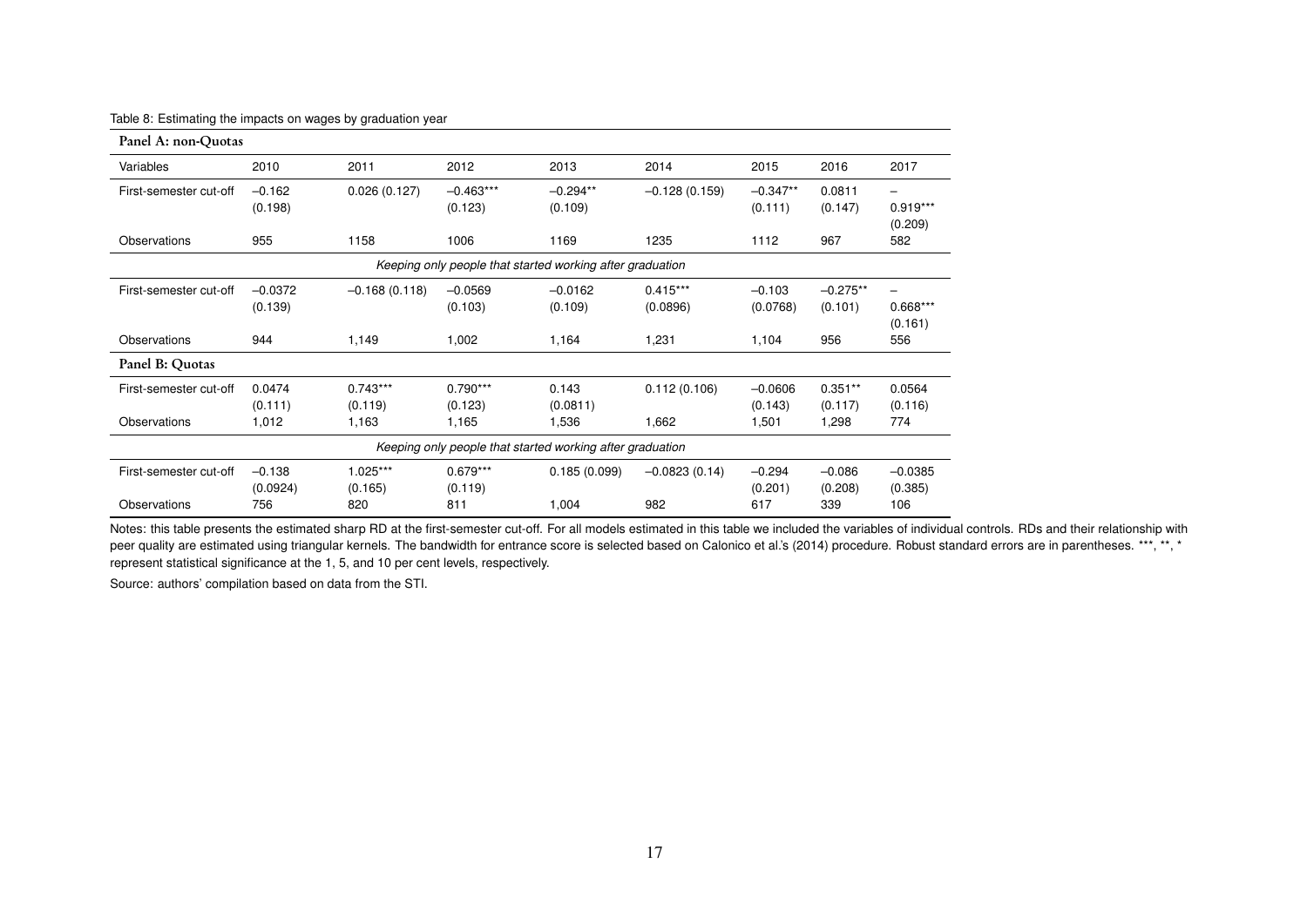Table 8: Estimating the impacts on wages by graduation year

| Variables | 2010 | 2011 | 2012 | 2013 | 2014 | 2015 | 2016 | 2017 |
|---|---|---|---|---|---|---|---|---|
| **Panel A: non-Quotas** | | | | | | | | |
| First-semester cut-off | –0.162 (0.198) | 0.026 (0.127) | –0.463*** (0.123) | –0.294** (0.109) | –0.128 (0.159) | –0.347** (0.111) | 0.0811 (0.147) | – 0.919*** (0.209) |
| Observations | 955 | 1158 | 1006 | 1169 | 1235 | 1112 | 967 | 582 |
| *Keeping only people that started working after graduation* | | | | | | | | |
| First-semester cut-off | –0.0372 (0.139) | –0.168 (0.118) | –0.0569 (0.103) | –0.0162 (0.109) | 0.415*** (0.0896) | –0.103 (0.0768) | –0.275** (0.101) | – 0.668*** (0.161) |
| Observations | 944 | 1,149 | 1,002 | 1,164 | 1,231 | 1,104 | 956 | 556 |
| **Panel B: Quotas** | | | | | | | | |
| First-semester cut-off | 0.0474 (0.111) | 0.743*** (0.119) | 0.790*** (0.123) | 0.143 (0.0811) | 0.112 (0.106) | –0.0606 (0.143) | 0.351** (0.117) | 0.0564 (0.116) |
| Observations | 1,012 | 1,163 | 1,165 | 1,536 | 1,662 | 1,501 | 1,298 | 774 |
| *Keeping only people that started working after graduation* | | | | | | | | |
| First-semester cut-off | –0.138 (0.0924) | 1.025*** (0.165) | 0.679*** (0.119) | 0.185 (0.099) | –0.0823 (0.14) | –0.294 (0.201) | –0.086 (0.208) | –0.0385 (0.385) |
| Observations | 756 | 820 | 811 | 1,004 | 982 | 617 | 339 | 106 |

Notes: this table presents the estimated sharp RD at the first-semester cut-off. For all models estimated in this table we included the variables of individual controls. RDs and their relationship with peer quality are estimated using triangular kernels. The bandwidth for entrance score is selected based on Calonico et al.'s (2014) procedure. Robust standard errors are in parentheses. ***, **, * represent statistical significance at the 1, 5, and 10 per cent levels, respectively.

Source: authors' compilation based on data from the STI.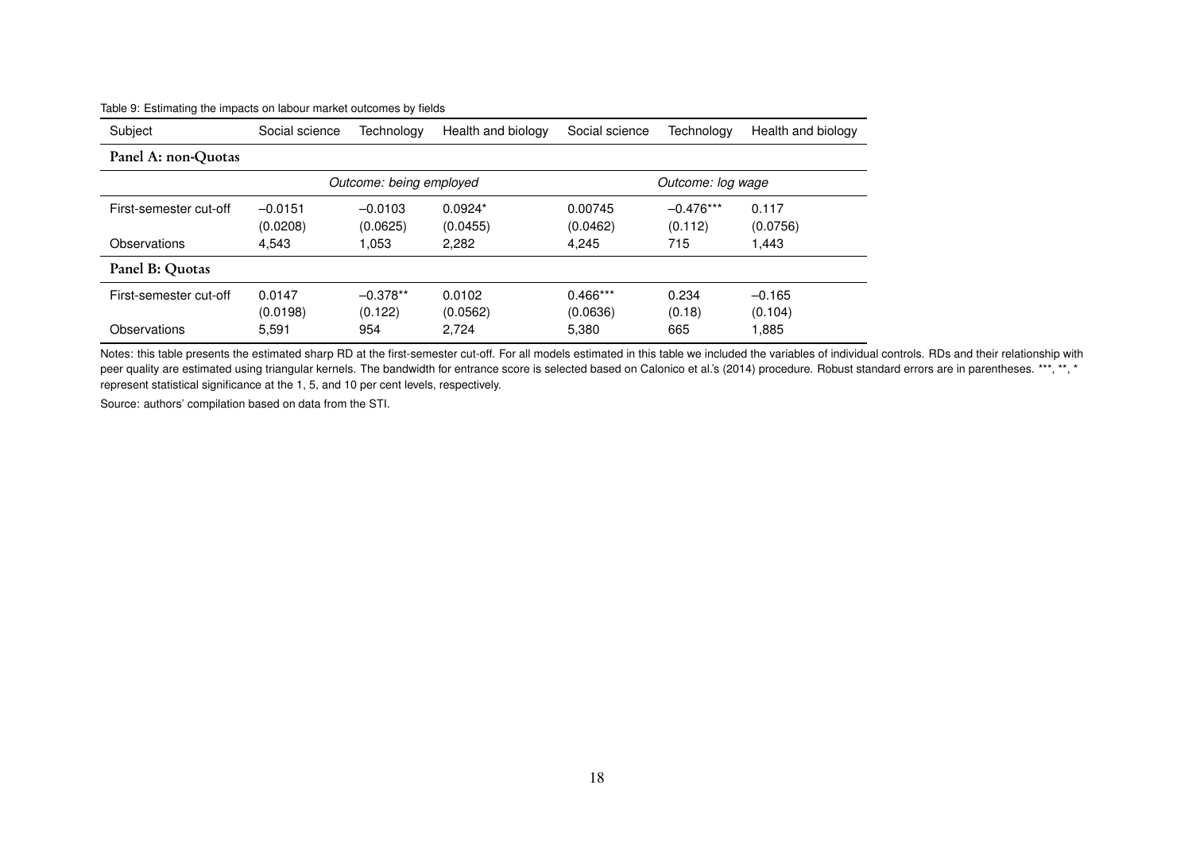Table 9: Estimating the impacts on labour market outcomes by fields

| Subject | Social science | Technology | Health and biology | Social science | Technology | Health and biology |
|---|---|---|---|---|---|---|
| **Panel A: non-Quotas** | | | | | | |
| | *Outcome: being employed* | | | *Outcome: log wage* | | |
| First-semester cut-off | –0.0151 | –0.0103 | 0.0924* | 0.00745 | –0.476*** | 0.117 |
| | (0.0208) | (0.0625) | (0.0455) | (0.0462) | (0.112) | (0.0756) |
| Observations | 4,543 | 1,053 | 2,282 | 4,245 | 715 | 1,443 |
| **Panel B: Quotas** | | | | | | |
| First-semester cut-off | 0.0147 | –0.378** | 0.0102 | 0.466*** | 0.234 | –0.165 |
| | (0.0198) | (0.122) | (0.0562) | (0.0636) | (0.18) | (0.104) |
| Observations | 5,591 | 954 | 2,724 | 5,380 | 665 | 1,885 |

Notes: this table presents the estimated sharp RD at the first-semester cut-off. For all models estimated in this table we included the variables of individual controls. RDs and their relationship with peer quality are estimated using triangular kernels. The bandwidth for entrance score is selected based on Calonico et al.'s (2014) procedure. Robust standard errors are in parentheses. ***, **, * represent statistical significance at the 1, 5, and 10 per cent levels, respectively.

Source: authors' compilation based on data from the STI.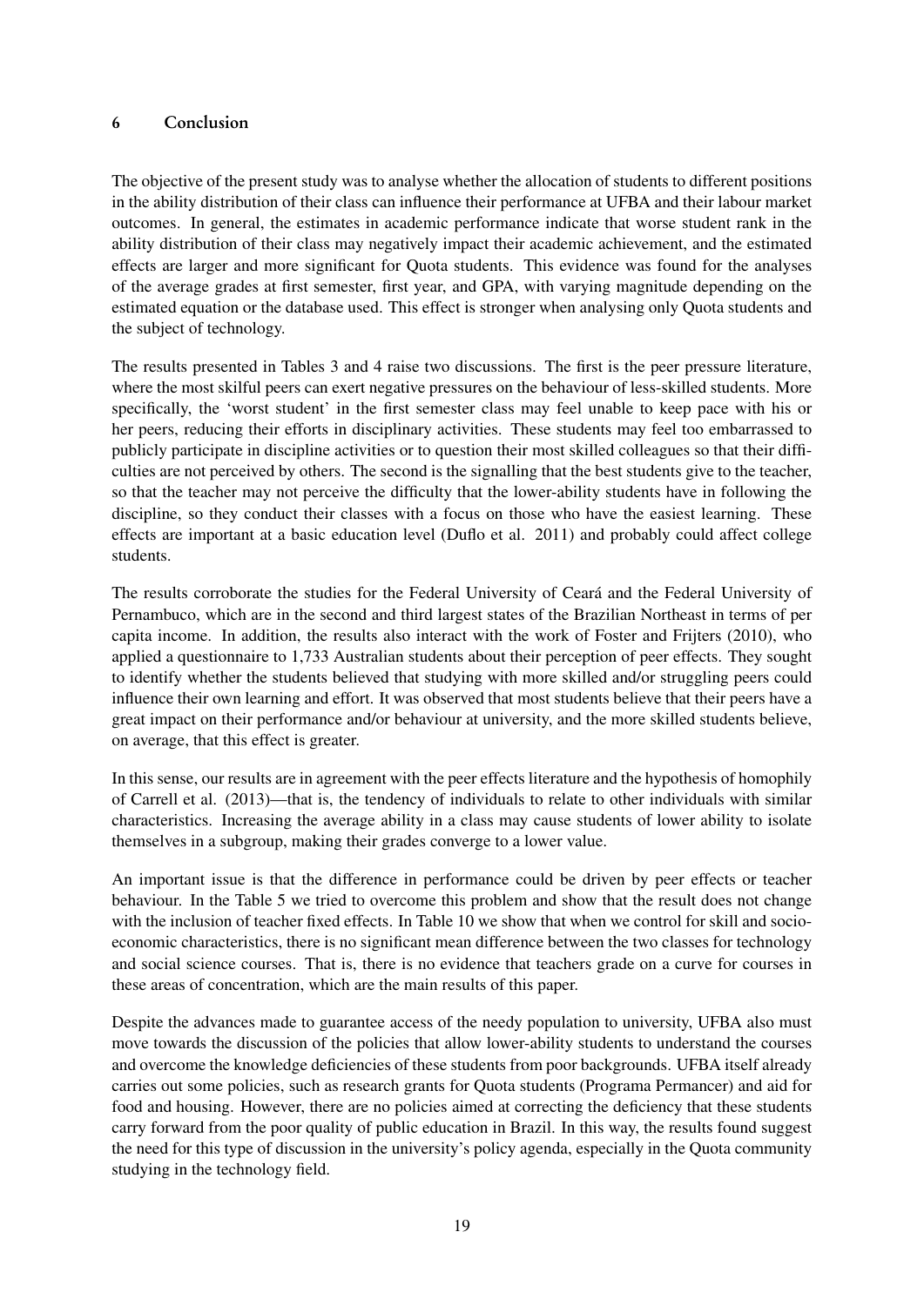## 6 Conclusion

The objective of the present study was to analyse whether the allocation of students to different positions in the ability distribution of their class can influence their performance at UFBA and their labour market outcomes. In general, the estimates in academic performance indicate that worse student rank in the ability distribution of their class may negatively impact their academic achievement, and the estimated effects are larger and more significant for Quota students. This evidence was found for the analyses of the average grades at first semester, first year, and GPA, with varying magnitude depending on the estimated equation or the database used. This effect is stronger when analysing only Quota students and the subject of technology.

The results presented in Tables 3 and 4 raise two discussions. The first is the peer pressure literature, where the most skilful peers can exert negative pressures on the behaviour of less-skilled students. More specifically, the 'worst student' in the first semester class may feel unable to keep pace with his or her peers, reducing their efforts in disciplinary activities. These students may feel too embarrassed to publicly participate in discipline activities or to question their most skilled colleagues so that their difficulties are not perceived by others. The second is the signalling that the best students give to the teacher, so that the teacher may not perceive the difficulty that the lower-ability students have in following the discipline, so they conduct their classes with a focus on those who have the easiest learning. These effects are important at a basic education level (Duflo et al. 2011) and probably could affect college students.

The results corroborate the studies for the Federal University of Ceará and the Federal University of Pernambuco, which are in the second and third largest states of the Brazilian Northeast in terms of per capita income. In addition, the results also interact with the work of Foster and Frijters (2010), who applied a questionnaire to 1,733 Australian students about their perception of peer effects. They sought to identify whether the students believed that studying with more skilled and/or struggling peers could influence their own learning and effort. It was observed that most students believe that their peers have a great impact on their performance and/or behaviour at university, and the more skilled students believe, on average, that this effect is greater.

In this sense, our results are in agreement with the peer effects literature and the hypothesis of homophily of Carrell et al. (2013)—that is, the tendency of individuals to relate to other individuals with similar characteristics. Increasing the average ability in a class may cause students of lower ability to isolate themselves in a subgroup, making their grades converge to a lower value.

An important issue is that the difference in performance could be driven by peer effects or teacher behaviour. In the Table 5 we tried to overcome this problem and show that the result does not change with the inclusion of teacher fixed effects. In Table 10 we show that when we control for skill and socioeconomic characteristics, there is no significant mean difference between the two classes for technology and social science courses. That is, there is no evidence that teachers grade on a curve for courses in these areas of concentration, which are the main results of this paper.

Despite the advances made to guarantee access of the needy population to university, UFBA also must move towards the discussion of the policies that allow lower-ability students to understand the courses and overcome the knowledge deficiencies of these students from poor backgrounds. UFBA itself already carries out some policies, such as research grants for Quota students (Programa Permancer) and aid for food and housing. However, there are no policies aimed at correcting the deficiency that these students carry forward from the poor quality of public education in Brazil. In this way, the results found suggest the need for this type of discussion in the university's policy agenda, especially in the Quota community studying in the technology field.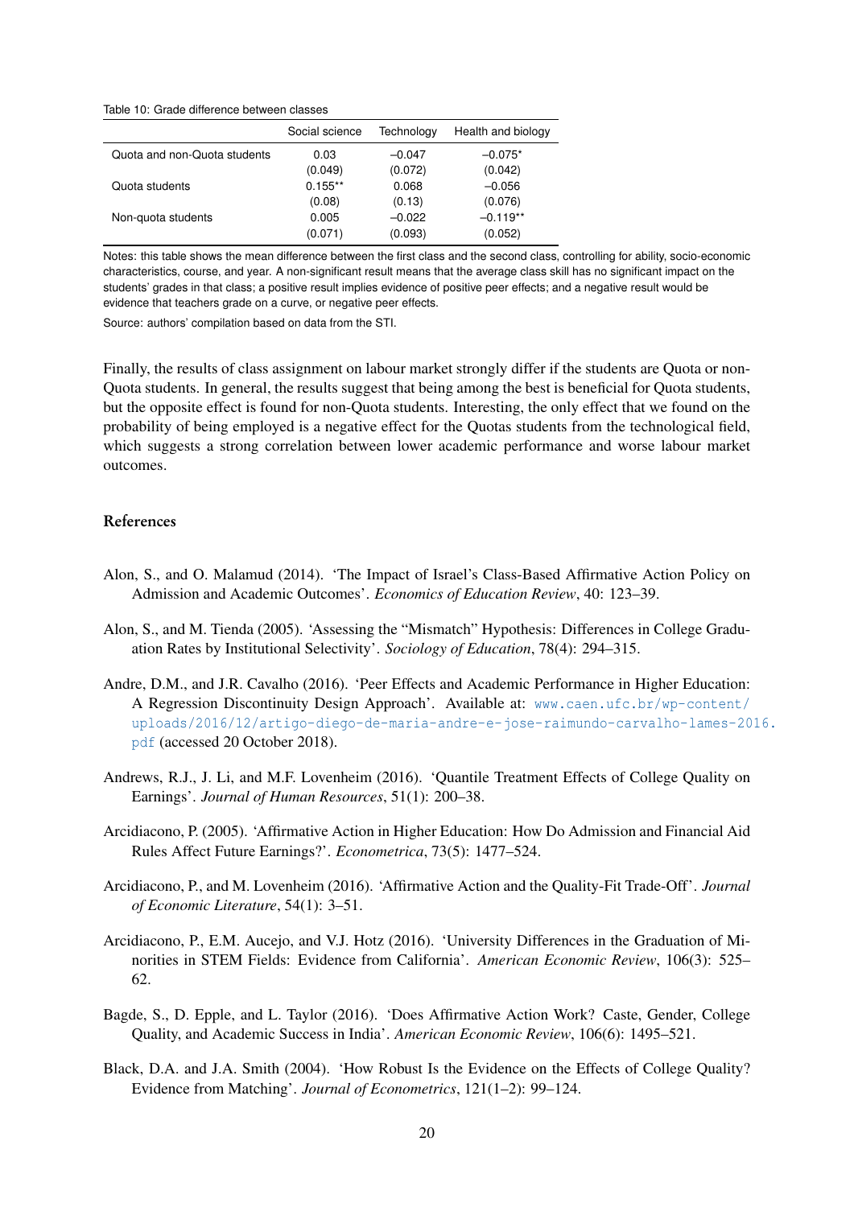Table 10: Grade difference between classes

| | Social science | Technology | Health and biology |
|---|---|---|---|
| Quota and non-Quota students | 0.03 | –0.047 | –0.075* |
| | (0.049) | (0.072) | (0.042) |
| Quota students | 0.155** | 0.068 | –0.056 |
| | (0.08) | (0.13) | (0.076) |
| Non-quota students | 0.005 | –0.022 | –0.119** |
| | (0.071) | (0.093) | (0.052) |

Notes: this table shows the mean difference between the first class and the second class, controlling for ability, socio-economic characteristics, course, and year. A non-significant result means that the average class skill has no significant impact on the students' grades in that class; a positive result implies evidence of positive peer effects; and a negative result would be evidence that teachers grade on a curve, or negative peer effects.

Source: authors' compilation based on data from the STI.

Finally, the results of class assignment on labour market strongly differ if the students are Quota or non-Quota students. In general, the results suggest that being among the best is beneficial for Quota students, but the opposite effect is found for non-Quota students. Interesting, the only effect that we found on the probability of being employed is a negative effect for the Quotas students from the technological field, which suggests a strong correlation between lower academic performance and worse labour market outcomes.

## References

Alon, S., and O. Malamud (2014). 'The Impact of Israel's Class-Based Affirmative Action Policy on Admission and Academic Outcomes'. *Economics of Education Review*, 40: 123–39.

Alon, S., and M. Tienda (2005). 'Assessing the "Mismatch" Hypothesis: Differences in College Graduation Rates by Institutional Selectivity'. *Sociology of Education*, 78(4): 294–315.

Andre, D.M., and J.R. Cavalho (2016). 'Peer Effects and Academic Performance in Higher Education: A Regression Discontinuity Design Approach'. Available at: www.caen.ufc.br/wp-content/uploads/2016/12/artigo-diego-de-maria-andre-e-jose-raimundo-carvalho-lames-2016.pdf (accessed 20 October 2018).

Andrews, R.J., J. Li, and M.F. Lovenheim (2016). 'Quantile Treatment Effects of College Quality on Earnings'. *Journal of Human Resources*, 51(1): 200–38.

Arcidiacono, P. (2005). 'Affirmative Action in Higher Education: How Do Admission and Financial Aid Rules Affect Future Earnings?'. *Econometrica*, 73(5): 1477–524.

Arcidiacono, P., and M. Lovenheim (2016). 'Affirmative Action and the Quality-Fit Trade-Off'. *Journal of Economic Literature*, 54(1): 3–51.

Arcidiacono, P., E.M. Aucejo, and V.J. Hotz (2016). 'University Differences in the Graduation of Minorities in STEM Fields: Evidence from California'. *American Economic Review*, 106(3): 525–62.

Bagde, S., D. Epple, and L. Taylor (2016). 'Does Affirmative Action Work? Caste, Gender, College Quality, and Academic Success in India'. *American Economic Review*, 106(6): 1495–521.

Black, D.A. and J.A. Smith (2004). 'How Robust Is the Evidence on the Effects of College Quality? Evidence from Matching'. *Journal of Econometrics*, 121(1–2): 99–124.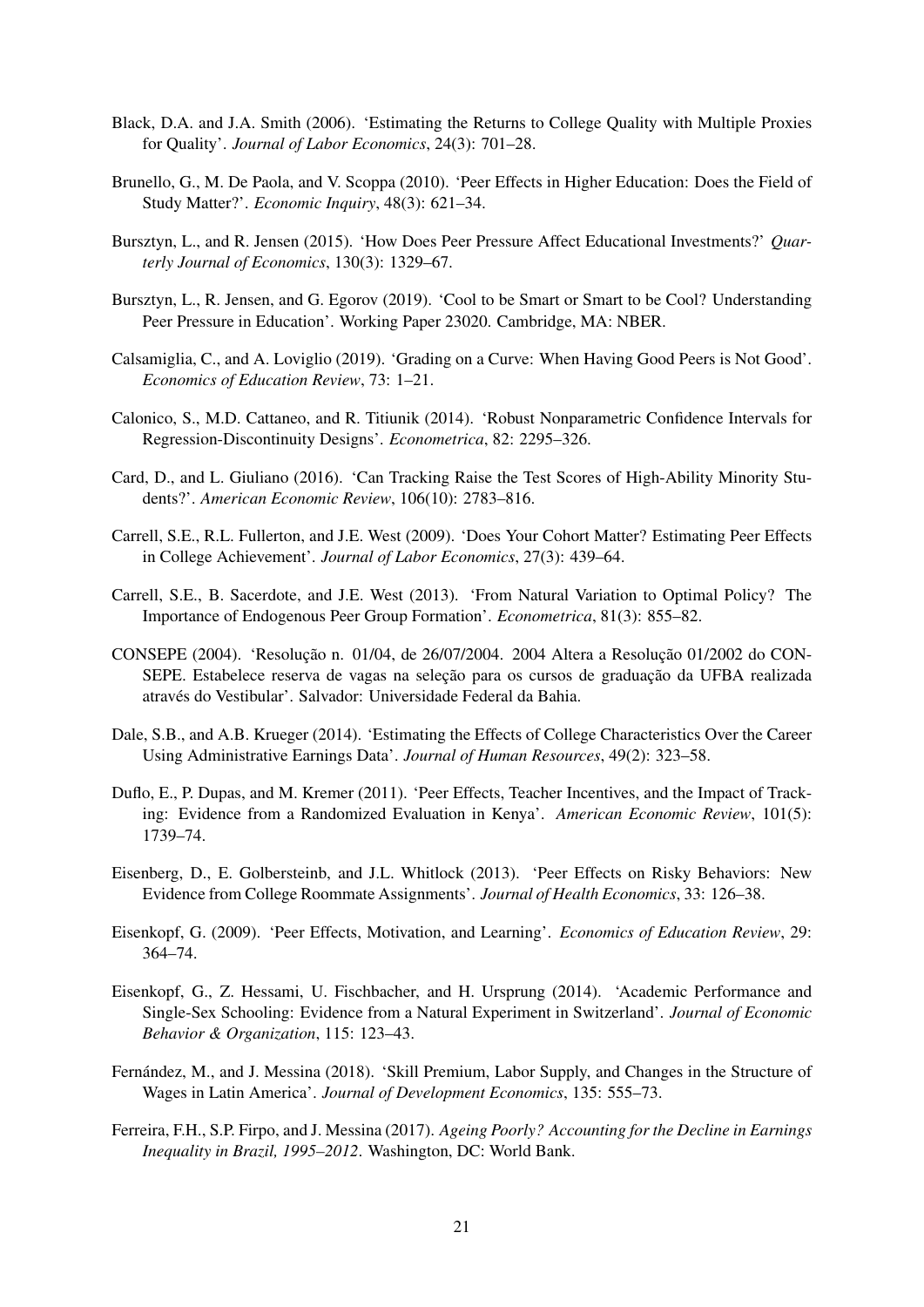Black, D.A. and J.A. Smith (2006). 'Estimating the Returns to College Quality with Multiple Proxies for Quality'. *Journal of Labor Economics*, 24(3): 701–28.

Brunello, G., M. De Paola, and V. Scoppa (2010). 'Peer Effects in Higher Education: Does the Field of Study Matter?'. *Economic Inquiry*, 48(3): 621–34.

Bursztyn, L., and R. Jensen (2015). 'How Does Peer Pressure Affect Educational Investments?' *Quarterly Journal of Economics*, 130(3): 1329–67.

Bursztyn, L., R. Jensen, and G. Egorov (2019). 'Cool to be Smart or Smart to be Cool? Understanding Peer Pressure in Education'. Working Paper 23020. Cambridge, MA: NBER.

Calsamiglia, C., and A. Loviglio (2019). 'Grading on a Curve: When Having Good Peers is Not Good'. *Economics of Education Review*, 73: 1–21.

Calonico, S., M.D. Cattaneo, and R. Titiunik (2014). 'Robust Nonparametric Confidence Intervals for Regression-Discontinuity Designs'. *Econometrica*, 82: 2295–326.

Card, D., and L. Giuliano (2016). 'Can Tracking Raise the Test Scores of High-Ability Minority Students?'. *American Economic Review*, 106(10): 2783–816.

Carrell, S.E., R.L. Fullerton, and J.E. West (2009). 'Does Your Cohort Matter? Estimating Peer Effects in College Achievement'. *Journal of Labor Economics*, 27(3): 439–64.

Carrell, S.E., B. Sacerdote, and J.E. West (2013). 'From Natural Variation to Optimal Policy? The Importance of Endogenous Peer Group Formation'. *Econometrica*, 81(3): 855–82.

CONSEPE (2004). 'Resolução n. 01/04, de 26/07/2004. 2004 Altera a Resolução 01/2002 do CONSEPE. Estabelece reserva de vagas na seleção para os cursos de graduação da UFBA realizada através do Vestibular'. Salvador: Universidade Federal da Bahia.

Dale, S.B., and A.B. Krueger (2014). 'Estimating the Effects of College Characteristics Over the Career Using Administrative Earnings Data'. *Journal of Human Resources*, 49(2): 323–58.

Duflo, E., P. Dupas, and M. Kremer (2011). 'Peer Effects, Teacher Incentives, and the Impact of Tracking: Evidence from a Randomized Evaluation in Kenya'. *American Economic Review*, 101(5): 1739–74.

Eisenberg, D., E. Golbersteinb, and J.L. Whitlock (2013). 'Peer Effects on Risky Behaviors: New Evidence from College Roommate Assignments'. *Journal of Health Economics*, 33: 126–38.

Eisenkopf, G. (2009). 'Peer Effects, Motivation, and Learning'. *Economics of Education Review*, 29: 364–74.

Eisenkopf, G., Z. Hessami, U. Fischbacher, and H. Ursprung (2014). 'Academic Performance and Single-Sex Schooling: Evidence from a Natural Experiment in Switzerland'. *Journal of Economic Behavior & Organization*, 115: 123–43.

Fernández, M., and J. Messina (2018). 'Skill Premium, Labor Supply, and Changes in the Structure of Wages in Latin America'. *Journal of Development Economics*, 135: 555–73.

Ferreira, F.H., S.P. Firpo, and J. Messina (2017). *Ageing Poorly? Accounting for the Decline in Earnings Inequality in Brazil, 1995–2012*. Washington, DC: World Bank.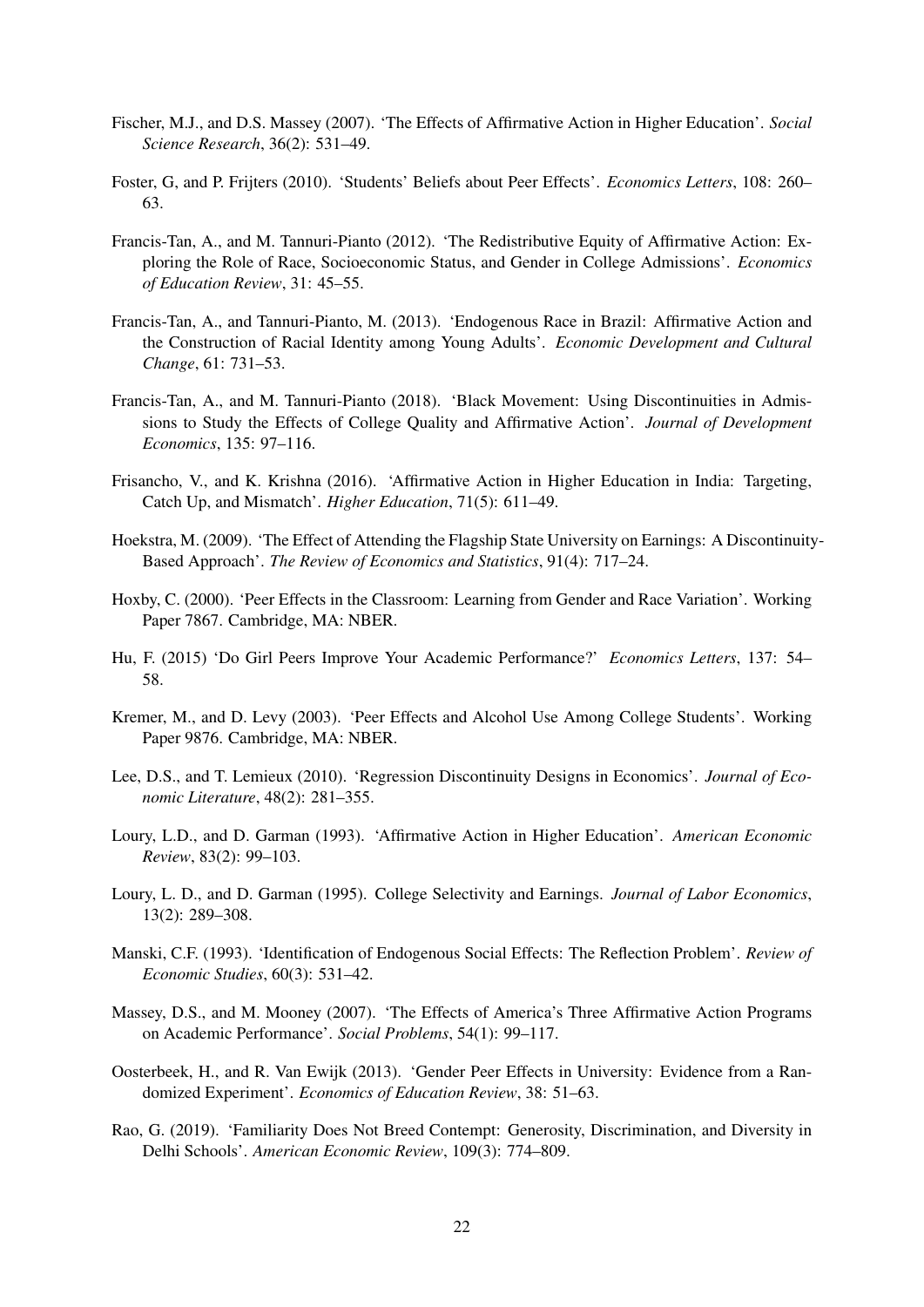Fischer, M.J., and D.S. Massey (2007). 'The Effects of Affirmative Action in Higher Education'. *Social Science Research*, 36(2): 531–49.

Foster, G, and P. Frijters (2010). 'Students' Beliefs about Peer Effects'. *Economics Letters*, 108: 260–63.

Francis-Tan, A., and M. Tannuri-Pianto (2012). 'The Redistributive Equity of Affirmative Action: Exploring the Role of Race, Socioeconomic Status, and Gender in College Admissions'. *Economics of Education Review*, 31: 45–55.

Francis-Tan, A., and Tannuri-Pianto, M. (2013). 'Endogenous Race in Brazil: Affirmative Action and the Construction of Racial Identity among Young Adults'. *Economic Development and Cultural Change*, 61: 731–53.

Francis-Tan, A., and M. Tannuri-Pianto (2018). 'Black Movement: Using Discontinuities in Admissions to Study the Effects of College Quality and Affirmative Action'. *Journal of Development Economics*, 135: 97–116.

Frisancho, V., and K. Krishna (2016). 'Affirmative Action in Higher Education in India: Targeting, Catch Up, and Mismatch'. *Higher Education*, 71(5): 611–49.

Hoekstra, M. (2009). 'The Effect of Attending the Flagship State University on Earnings: A Discontinuity-Based Approach'. *The Review of Economics and Statistics*, 91(4): 717–24.

Hoxby, C. (2000). 'Peer Effects in the Classroom: Learning from Gender and Race Variation'. Working Paper 7867. Cambridge, MA: NBER.

Hu, F. (2015) 'Do Girl Peers Improve Your Academic Performance?' *Economics Letters*, 137: 54–58.

Kremer, M., and D. Levy (2003). 'Peer Effects and Alcohol Use Among College Students'. Working Paper 9876. Cambridge, MA: NBER.

Lee, D.S., and T. Lemieux (2010). 'Regression Discontinuity Designs in Economics'. *Journal of Economic Literature*, 48(2): 281–355.

Loury, L.D., and D. Garman (1993). 'Affirmative Action in Higher Education'. *American Economic Review*, 83(2): 99–103.

Loury, L. D., and D. Garman (1995). College Selectivity and Earnings. *Journal of Labor Economics*, 13(2): 289–308.

Manski, C.F. (1993). 'Identification of Endogenous Social Effects: The Reflection Problem'. *Review of Economic Studies*, 60(3): 531–42.

Massey, D.S., and M. Mooney (2007). 'The Effects of America's Three Affirmative Action Programs on Academic Performance'. *Social Problems*, 54(1): 99–117.

Oosterbeek, H., and R. Van Ewijk (2013). 'Gender Peer Effects in University: Evidence from a Randomized Experiment'. *Economics of Education Review*, 38: 51–63.

Rao, G. (2019). 'Familiarity Does Not Breed Contempt: Generosity, Discrimination, and Diversity in Delhi Schools'. *American Economic Review*, 109(3): 774–809.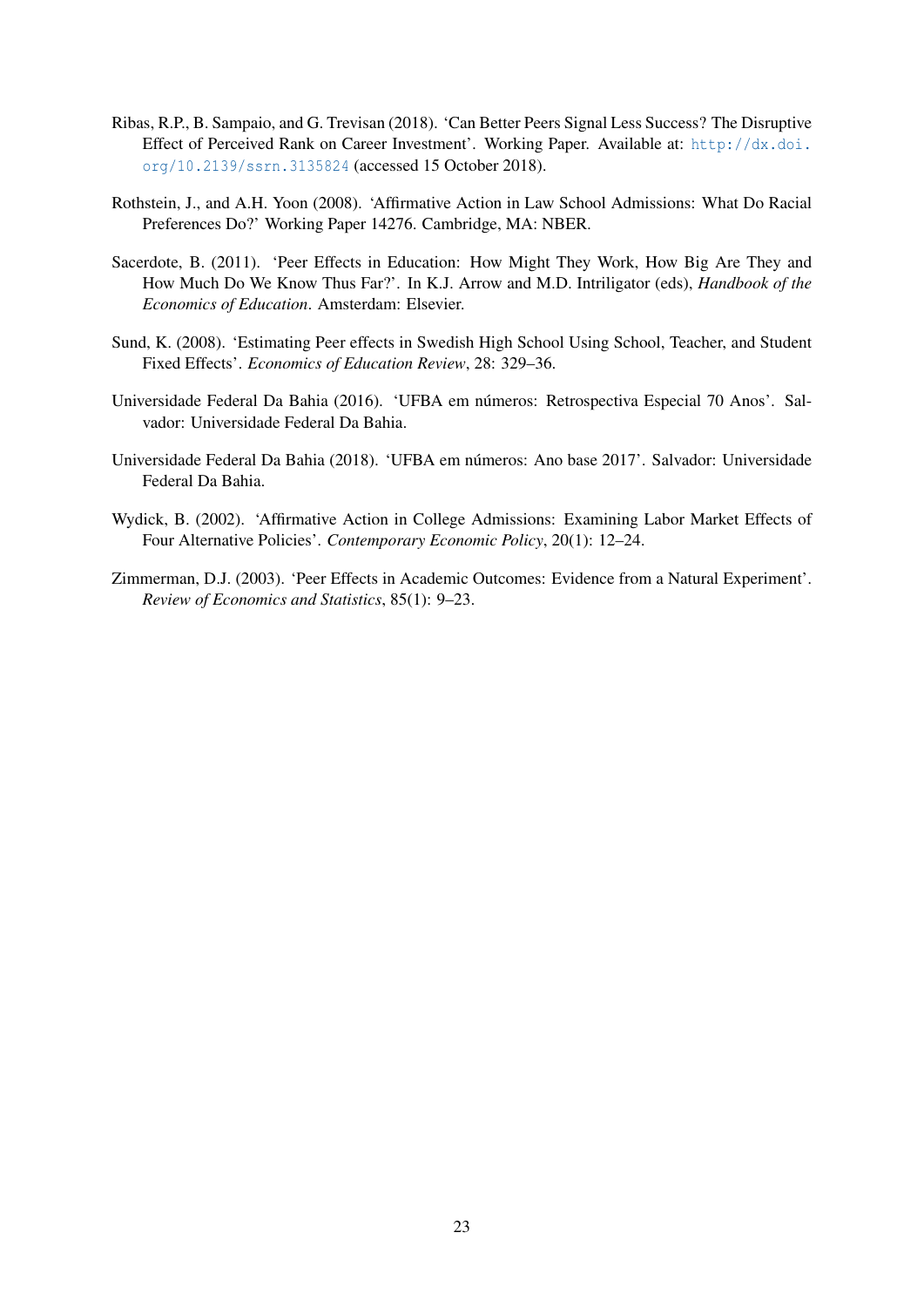Ribas, R.P., B. Sampaio, and G. Trevisan (2018). 'Can Better Peers Signal Less Success? The Disruptive Effect of Perceived Rank on Career Investment'. Working Paper. Available at: http://dx.doi.org/10.2139/ssrn.3135824 (accessed 15 October 2018).

Rothstein, J., and A.H. Yoon (2008). 'Affirmative Action in Law School Admissions: What Do Racial Preferences Do?' Working Paper 14276. Cambridge, MA: NBER.

Sacerdote, B. (2011). 'Peer Effects in Education: How Might They Work, How Big Are They and How Much Do We Know Thus Far?'. In K.J. Arrow and M.D. Intriligator (eds), *Handbook of the Economics of Education*. Amsterdam: Elsevier.

Sund, K. (2008). 'Estimating Peer effects in Swedish High School Using School, Teacher, and Student Fixed Effects'. *Economics of Education Review*, 28: 329–36.

Universidade Federal Da Bahia (2016). 'UFBA em números: Retrospectiva Especial 70 Anos'. Salvador: Universidade Federal Da Bahia.

Universidade Federal Da Bahia (2018). 'UFBA em números: Ano base 2017'. Salvador: Universidade Federal Da Bahia.

Wydick, B. (2002). 'Affirmative Action in College Admissions: Examining Labor Market Effects of Four Alternative Policies'. *Contemporary Economic Policy*, 20(1): 12–24.

Zimmerman, D.J. (2003). 'Peer Effects in Academic Outcomes: Evidence from a Natural Experiment'. *Review of Economics and Statistics*, 85(1): 9–23.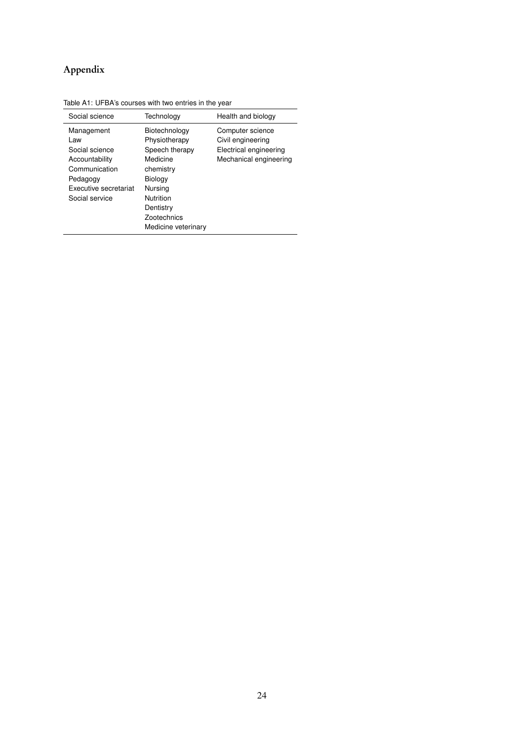## Appendix

Table A1: UFBA's courses with two entries in the year

| Social science | Technology | Health and biology |
|---|---|---|
| Management | Biotechnology | Computer science |
| Law | Physiotherapy | Civil engineering |
| Social science | Speech therapy | Electrical engineering |
| Accountability | Medicine | Mechanical engineering |
| Communication | chemistry | |
| Pedagogy | Biology | |
| Executive secretariat | Nursing | |
| Social service | Nutrition | |
| | Dentistry | |
| | Zootechnics | |
| | Medicine veterinary | |